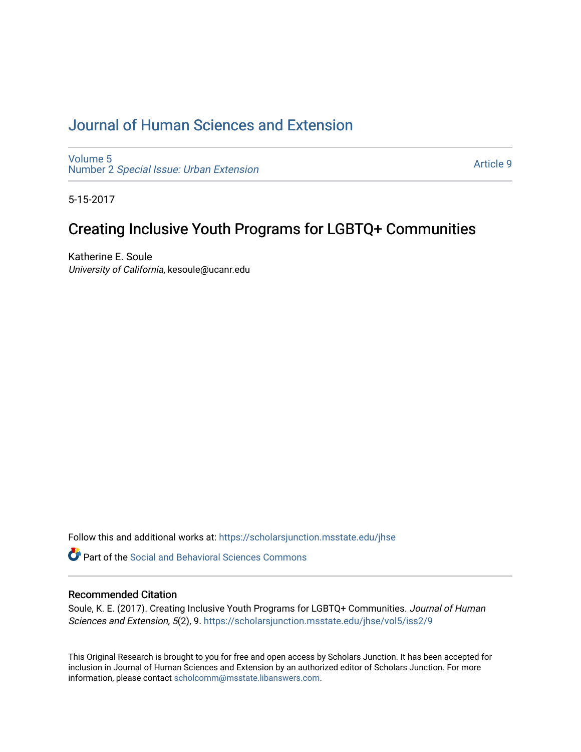# Journal of Human Sciences and Extension

Volume 5
Number 2 *Special Issue: Urban Extension*

Article 9

5-15-2017

## Creating Inclusive Youth Programs for LGBTQ+ Communities

Katherine E. Soule
*University of California*, kesoule@ucanr.edu

Follow this and additional works at: https://scholarsjunction.msstate.edu/jhse

Part of the Social and Behavioral Sciences Commons

### Recommended Citation

Soule, K. E. (2017). Creating Inclusive Youth Programs for LGBTQ+ Communities. *Journal of Human Sciences and Extension, 5*(2), 9. https://scholarsjunction.msstate.edu/jhse/vol5/iss2/9

This Original Research is brought to you for free and open access by Scholars Junction. It has been accepted for inclusion in Journal of Human Sciences and Extension by an authorized editor of Scholars Junction. For more information, please contact scholcomm@msstate.libanswers.com.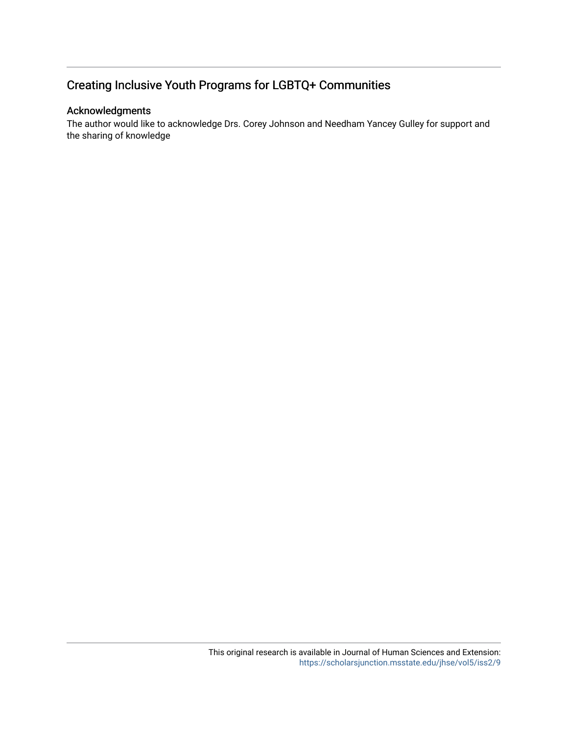## Creating Inclusive Youth Programs for LGBTQ+ Communities

### Acknowledgments

The author would like to acknowledge Drs. Corey Johnson and Needham Yancey Gulley for support and the sharing of knowledge

This original research is available in Journal of Human Sciences and Extension: https://scholarsjunction.msstate.edu/jhse/vol5/iss2/9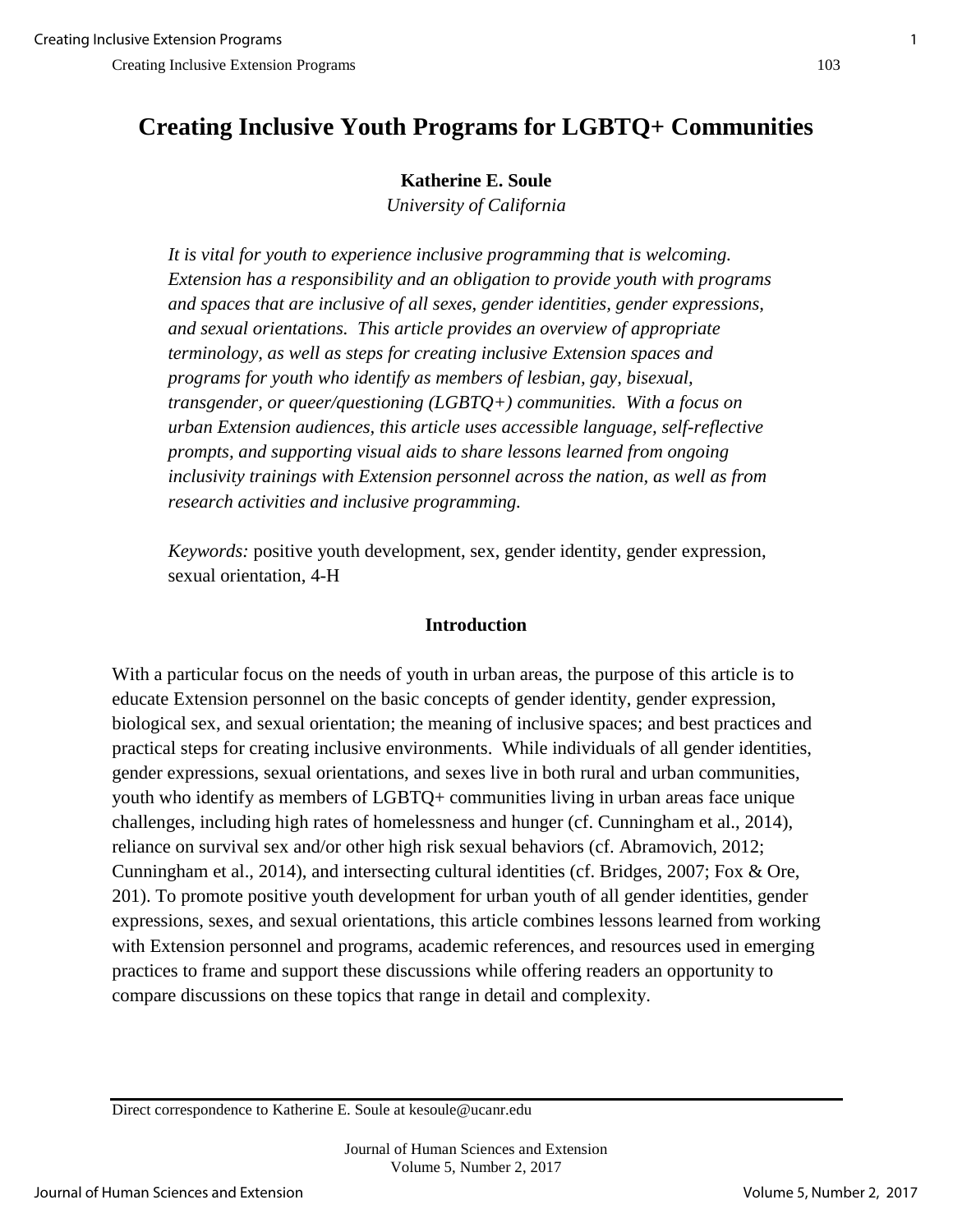# Creating Inclusive Youth Programs for LGBTQ+ Communities

**Katherine E. Soule**

*University of California*

*It is vital for youth to experience inclusive programming that is welcoming. Extension has a responsibility and an obligation to provide youth with programs and spaces that are inclusive of all sexes, gender identities, gender expressions, and sexual orientations. This article provides an overview of appropriate terminology, as well as steps for creating inclusive Extension spaces and programs for youth who identify as members of lesbian, gay, bisexual, transgender, or queer/questioning (LGBTQ+) communities. With a focus on urban Extension audiences, this article uses accessible language, self-reflective prompts, and supporting visual aids to share lessons learned from ongoing inclusivity trainings with Extension personnel across the nation, as well as from research activities and inclusive programming.*

*Keywords:* positive youth development, sex, gender identity, gender expression, sexual orientation, 4-H

## Introduction

With a particular focus on the needs of youth in urban areas, the purpose of this article is to educate Extension personnel on the basic concepts of gender identity, gender expression, biological sex, and sexual orientation; the meaning of inclusive spaces; and best practices and practical steps for creating inclusive environments. While individuals of all gender identities, gender expressions, sexual orientations, and sexes live in both rural and urban communities, youth who identify as members of LGBTQ+ communities living in urban areas face unique challenges, including high rates of homelessness and hunger (cf. Cunningham et al., 2014), reliance on survival sex and/or other high risk sexual behaviors (cf. Abramovich, 2012; Cunningham et al., 2014), and intersecting cultural identities (cf. Bridges, 2007; Fox & Ore, 201). To promote positive youth development for urban youth of all gender identities, gender expressions, sexes, and sexual orientations, this article combines lessons learned from working with Extension personnel and programs, academic references, and resources used in emerging practices to frame and support these discussions while offering readers an opportunity to compare discussions on these topics that range in detail and complexity.

Direct correspondence to Katherine E. Soule at kesoule@ucanr.edu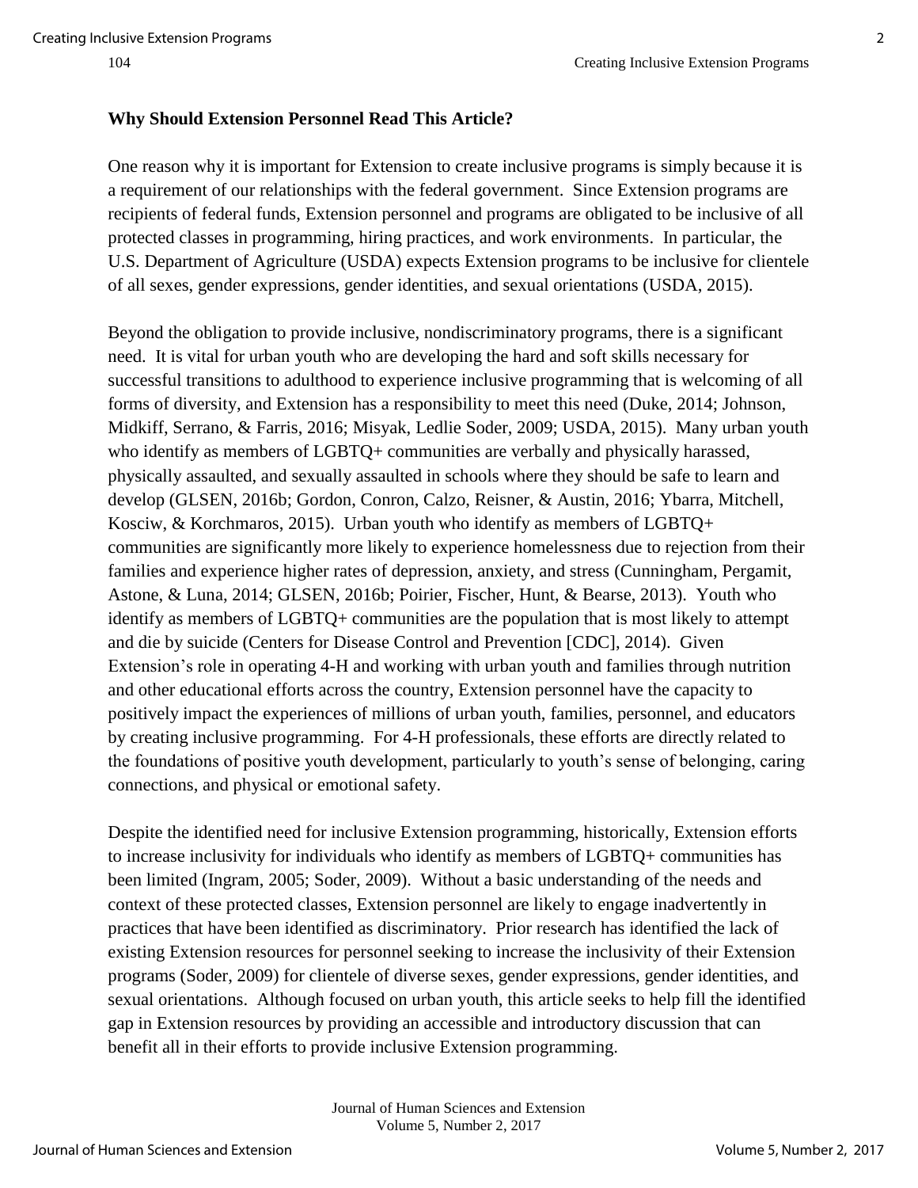## Why Should Extension Personnel Read This Article?

One reason why it is important for Extension to create inclusive programs is simply because it is a requirement of our relationships with the federal government. Since Extension programs are recipients of federal funds, Extension personnel and programs are obligated to be inclusive of all protected classes in programming, hiring practices, and work environments. In particular, the U.S. Department of Agriculture (USDA) expects Extension programs to be inclusive for clientele of all sexes, gender expressions, gender identities, and sexual orientations (USDA, 2015).

Beyond the obligation to provide inclusive, nondiscriminatory programs, there is a significant need. It is vital for urban youth who are developing the hard and soft skills necessary for successful transitions to adulthood to experience inclusive programming that is welcoming of all forms of diversity, and Extension has a responsibility to meet this need (Duke, 2014; Johnson, Midkiff, Serrano, & Farris, 2016; Misyak, Ledlie Soder, 2009; USDA, 2015). Many urban youth who identify as members of LGBTQ+ communities are verbally and physically harassed, physically assaulted, and sexually assaulted in schools where they should be safe to learn and develop (GLSEN, 2016b; Gordon, Conron, Calzo, Reisner, & Austin, 2016; Ybarra, Mitchell, Kosciw, & Korchmaros, 2015). Urban youth who identify as members of LGBTQ+ communities are significantly more likely to experience homelessness due to rejection from their families and experience higher rates of depression, anxiety, and stress (Cunningham, Pergamit, Astone, & Luna, 2014; GLSEN, 2016b; Poirier, Fischer, Hunt, & Bearse, 2013). Youth who identify as members of LGBTQ+ communities are the population that is most likely to attempt and die by suicide (Centers for Disease Control and Prevention [CDC], 2014). Given Extension's role in operating 4-H and working with urban youth and families through nutrition and other educational efforts across the country, Extension personnel have the capacity to positively impact the experiences of millions of urban youth, families, personnel, and educators by creating inclusive programming. For 4-H professionals, these efforts are directly related to the foundations of positive youth development, particularly to youth's sense of belonging, caring connections, and physical or emotional safety.

Despite the identified need for inclusive Extension programming, historically, Extension efforts to increase inclusivity for individuals who identify as members of LGBTQ+ communities has been limited (Ingram, 2005; Soder, 2009). Without a basic understanding of the needs and context of these protected classes, Extension personnel are likely to engage inadvertently in practices that have been identified as discriminatory. Prior research has identified the lack of existing Extension resources for personnel seeking to increase the inclusivity of their Extension programs (Soder, 2009) for clientele of diverse sexes, gender expressions, gender identities, and sexual orientations. Although focused on urban youth, this article seeks to help fill the identified gap in Extension resources by providing an accessible and introductory discussion that can benefit all in their efforts to provide inclusive Extension programming.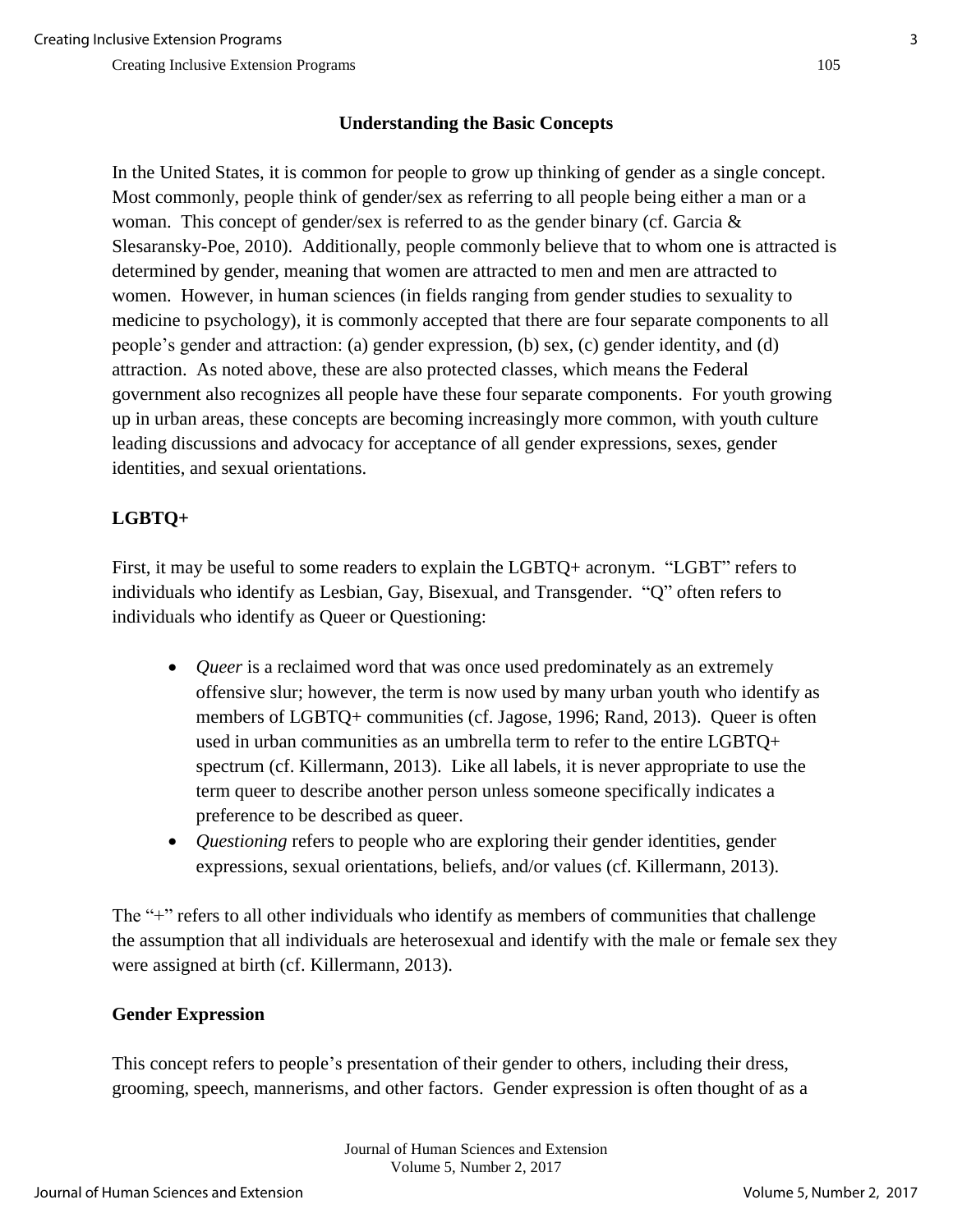## Understanding the Basic Concepts

In the United States, it is common for people to grow up thinking of gender as a single concept. Most commonly, people think of gender/sex as referring to all people being either a man or a woman. This concept of gender/sex is referred to as the gender binary (cf. Garcia & Slesaransky-Poe, 2010). Additionally, people commonly believe that to whom one is attracted is determined by gender, meaning that women are attracted to men and men are attracted to women. However, in human sciences (in fields ranging from gender studies to sexuality to medicine to psychology), it is commonly accepted that there are four separate components to all people's gender and attraction: (a) gender expression, (b) sex, (c) gender identity, and (d) attraction. As noted above, these are also protected classes, which means the Federal government also recognizes all people have these four separate components. For youth growing up in urban areas, these concepts are becoming increasingly more common, with youth culture leading discussions and advocacy for acceptance of all gender expressions, sexes, gender identities, and sexual orientations.

### LGBTQ+

First, it may be useful to some readers to explain the LGBTQ+ acronym. "LGBT" refers to individuals who identify as Lesbian, Gay, Bisexual, and Transgender. "Q" often refers to individuals who identify as Queer or Questioning:

- *Queer* is a reclaimed word that was once used predominately as an extremely offensive slur; however, the term is now used by many urban youth who identify as members of LGBTQ+ communities (cf. Jagose, 1996; Rand, 2013). Queer is often used in urban communities as an umbrella term to refer to the entire LGBTQ+ spectrum (cf. Killermann, 2013). Like all labels, it is never appropriate to use the term queer to describe another person unless someone specifically indicates a preference to be described as queer.
- *Questioning* refers to people who are exploring their gender identities, gender expressions, sexual orientations, beliefs, and/or values (cf. Killermann, 2013).

The "+" refers to all other individuals who identify as members of communities that challenge the assumption that all individuals are heterosexual and identify with the male or female sex they were assigned at birth (cf. Killermann, 2013).

### Gender Expression

This concept refers to people's presentation of their gender to others, including their dress, grooming, speech, mannerisms, and other factors. Gender expression is often thought of as a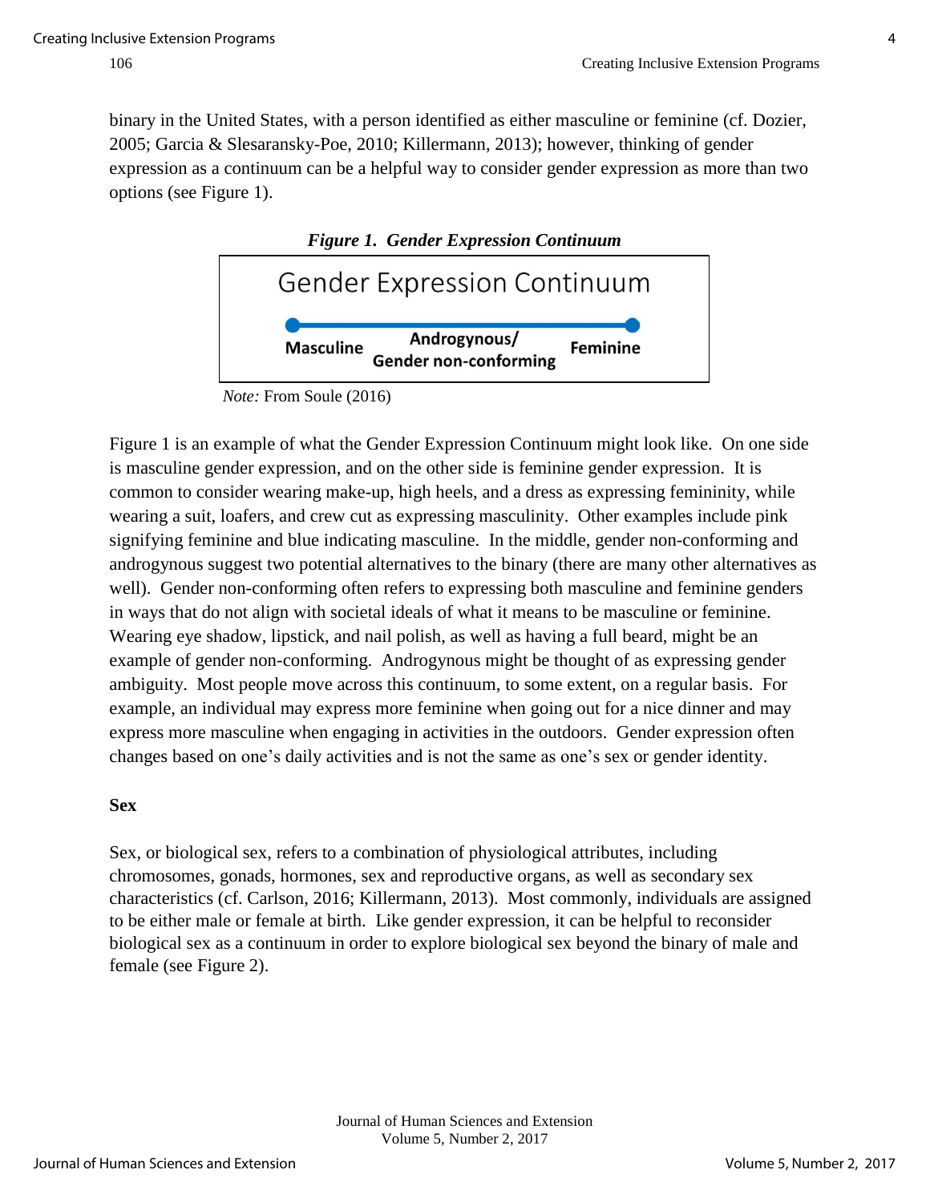binary in the United States, with a person identified as either masculine or feminine (cf. Dozier, 2005; Garcia & Slesaransky-Poe, 2010; Killermann, 2013); however, thinking of gender expression as a continuum can be a helpful way to consider gender expression as more than two options (see Figure 1).

***Figure 1. Gender Expression Continuum***

Gender Expression Continuum

**Masculine** — **Androgynous/ Gender non-conforming** — **Feminine**

*Note:* From Soule (2016)

Figure 1 is an example of what the Gender Expression Continuum might look like. On one side is masculine gender expression, and on the other side is feminine gender expression. It is common to consider wearing make-up, high heels, and a dress as expressing femininity, while wearing a suit, loafers, and crew cut as expressing masculinity. Other examples include pink signifying feminine and blue indicating masculine. In the middle, gender non-conforming and androgynous suggest two potential alternatives to the binary (there are many other alternatives as well). Gender non-conforming often refers to expressing both masculine and feminine genders in ways that do not align with societal ideals of what it means to be masculine or feminine. Wearing eye shadow, lipstick, and nail polish, as well as having a full beard, might be an example of gender non-conforming. Androgynous might be thought of as expressing gender ambiguity. Most people move across this continuum, to some extent, on a regular basis. For example, an individual may express more feminine when going out for a nice dinner and may express more masculine when engaging in activities in the outdoors. Gender expression often changes based on one's daily activities and is not the same as one's sex or gender identity.

**Sex**

Sex, or biological sex, refers to a combination of physiological attributes, including chromosomes, gonads, hormones, sex and reproductive organs, as well as secondary sex characteristics (cf. Carlson, 2016; Killermann, 2013). Most commonly, individuals are assigned to be either male or female at birth. Like gender expression, it can be helpful to reconsider biological sex as a continuum in order to explore biological sex beyond the binary of male and female (see Figure 2).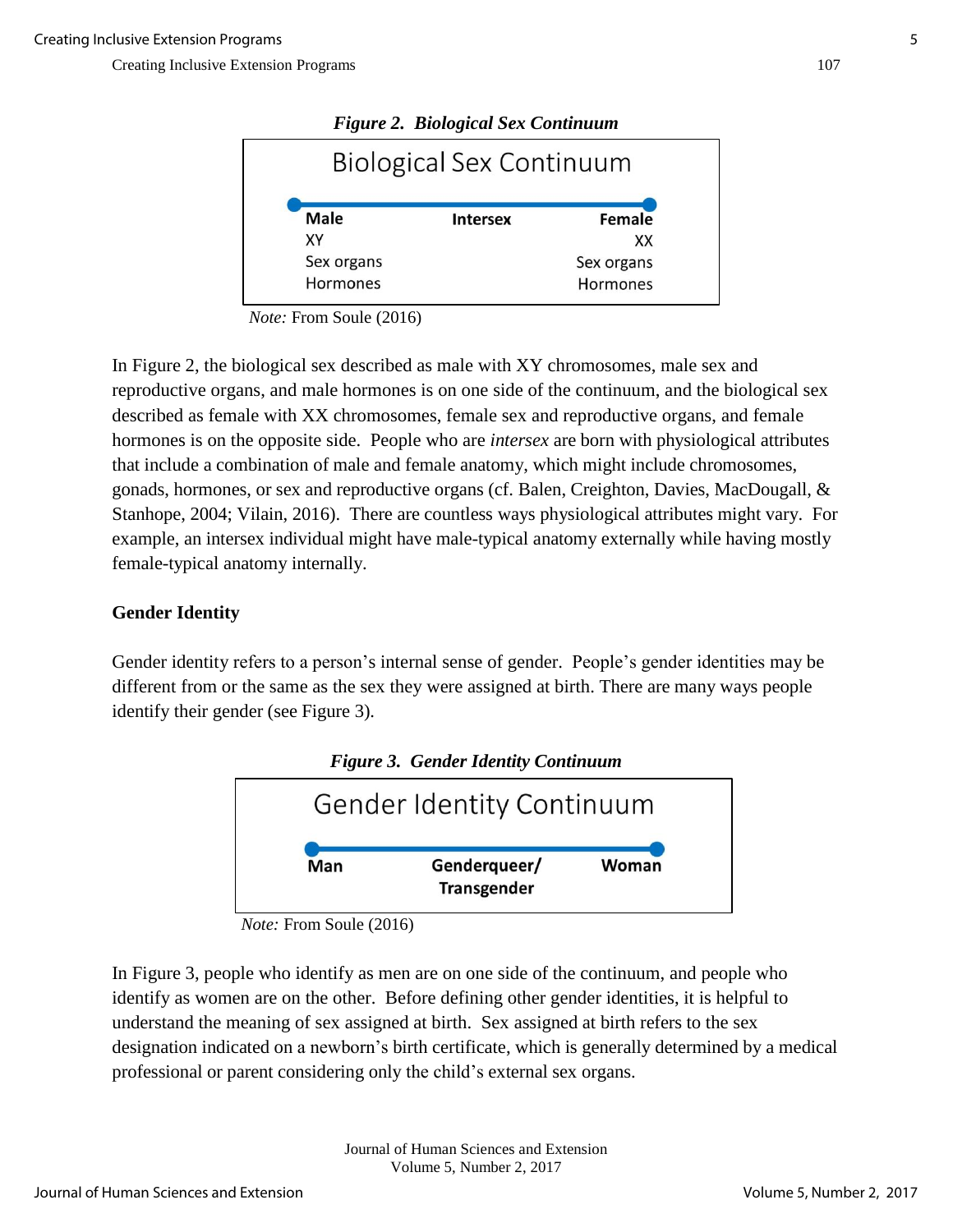***Figure 2. Biological Sex Continuum***

| Biological Sex Continuum | | |
|---|---|---|
| **Male** | **Intersex** | **Female** |
| XY | | XX |
| Sex organs | | Sex organs |
| Hormones | | Hormones |

*Note:* From Soule (2016)

In Figure 2, the biological sex described as male with XY chromosomes, male sex and reproductive organs, and male hormones is on one side of the continuum, and the biological sex described as female with XX chromosomes, female sex and reproductive organs, and female hormones is on the opposite side. People who are *intersex* are born with physiological attributes that include a combination of male and female anatomy, which might include chromosomes, gonads, hormones, or sex and reproductive organs (cf. Balen, Creighton, Davies, MacDougall, & Stanhope, 2004; Vilain, 2016). There are countless ways physiological attributes might vary. For example, an intersex individual might have male-typical anatomy externally while having mostly female-typical anatomy internally.

### Gender Identity

Gender identity refers to a person's internal sense of gender. People's gender identities may be different from or the same as the sex they were assigned at birth. There are many ways people identify their gender (see Figure 3).

***Figure 3. Gender Identity Continuum***

| Gender Identity Continuum | | |
|---|---|---|
| **Man** | **Genderqueer/ Transgender** | **Woman** |

*Note:* From Soule (2016)

In Figure 3, people who identify as men are on one side of the continuum, and people who identify as women are on the other. Before defining other gender identities, it is helpful to understand the meaning of sex assigned at birth. Sex assigned at birth refers to the sex designation indicated on a newborn's birth certificate, which is generally determined by a medical professional or parent considering only the child's external sex organs.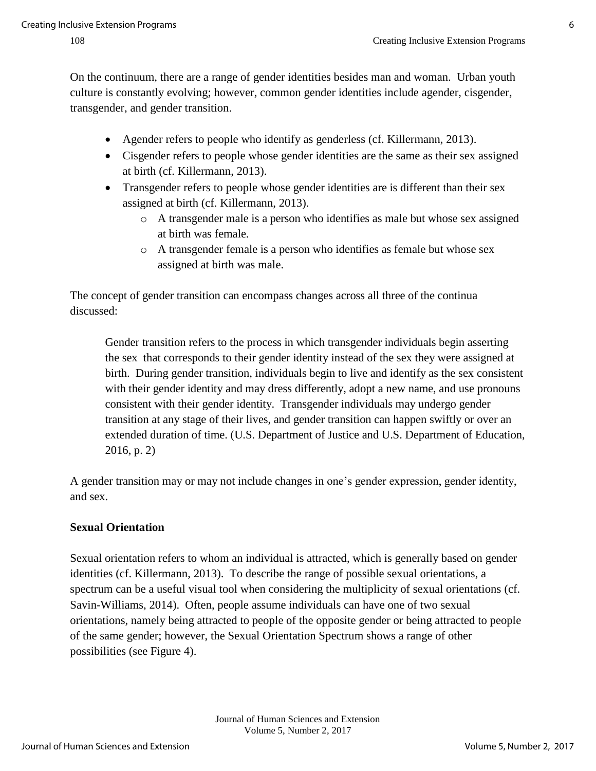On the continuum, there are a range of gender identities besides man and woman. Urban youth culture is constantly evolving; however, common gender identities include agender, cisgender, transgender, and gender transition.

- Agender refers to people who identify as genderless (cf. Killermann, 2013).
- Cisgender refers to people whose gender identities are the same as their sex assigned at birth (cf. Killermann, 2013).
- Transgender refers to people whose gender identities are is different than their sex assigned at birth (cf. Killermann, 2013).
    - A transgender male is a person who identifies as male but whose sex assigned at birth was female.
    - A transgender female is a person who identifies as female but whose sex assigned at birth was male.

The concept of gender transition can encompass changes across all three of the continua discussed:

> Gender transition refers to the process in which transgender individuals begin asserting the sex that corresponds to their gender identity instead of the sex they were assigned at birth. During gender transition, individuals begin to live and identify as the sex consistent with their gender identity and may dress differently, adopt a new name, and use pronouns consistent with their gender identity. Transgender individuals may undergo gender transition at any stage of their lives, and gender transition can happen swiftly or over an extended duration of time. (U.S. Department of Justice and U.S. Department of Education, 2016, p. 2)

A gender transition may or may not include changes in one's gender expression, gender identity, and sex.

**Sexual Orientation**

Sexual orientation refers to whom an individual is attracted, which is generally based on gender identities (cf. Killermann, 2013). To describe the range of possible sexual orientations, a spectrum can be a useful visual tool when considering the multiplicity of sexual orientations (cf. Savin-Williams, 2014). Often, people assume individuals can have one of two sexual orientations, namely being attracted to people of the opposite gender or being attracted to people of the same gender; however, the Sexual Orientation Spectrum shows a range of other possibilities (see Figure 4).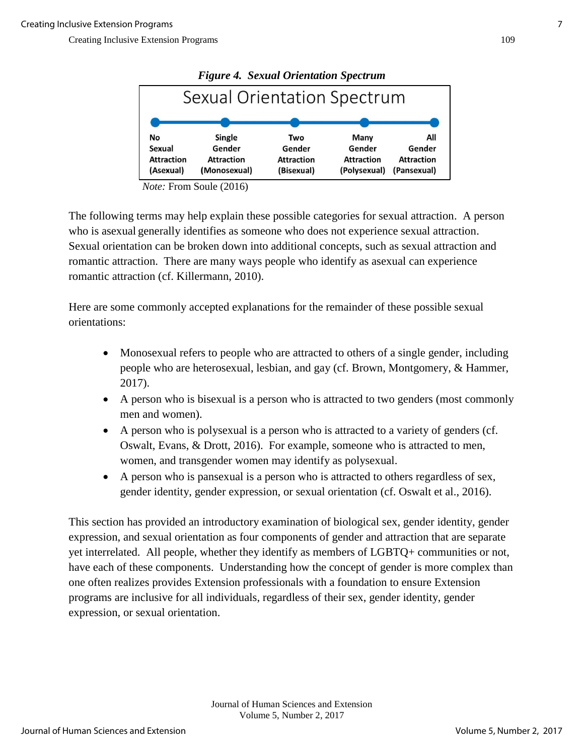***Figure 4. Sexual Orientation Spectrum***

| Sexual Orientation Spectrum | | | | |
|---|---|---|---|---|
| No Sexual Attraction (Asexual) | Single Gender Attraction (Monosexual) | Two Gender Attraction (Bisexual) | Many Gender Attraction (Polysexual) | All Gender Attraction (Pansexual) |

*Note:* From Soule (2016)

The following terms may help explain these possible categories for sexual attraction. A person who is asexual generally identifies as someone who does not experience sexual attraction. Sexual orientation can be broken down into additional concepts, such as sexual attraction and romantic attraction. There are many ways people who identify as asexual can experience romantic attraction (cf. Killermann, 2010).

Here are some commonly accepted explanations for the remainder of these possible sexual orientations:

- Monosexual refers to people who are attracted to others of a single gender, including people who are heterosexual, lesbian, and gay (cf. Brown, Montgomery, & Hammer, 2017).
- A person who is bisexual is a person who is attracted to two genders (most commonly men and women).
- A person who is polysexual is a person who is attracted to a variety of genders (cf. Oswalt, Evans, & Drott, 2016). For example, someone who is attracted to men, women, and transgender women may identify as polysexual.
- A person who is pansexual is a person who is attracted to others regardless of sex, gender identity, gender expression, or sexual orientation (cf. Oswalt et al., 2016).

This section has provided an introductory examination of biological sex, gender identity, gender expression, and sexual orientation as four components of gender and attraction that are separate yet interrelated. All people, whether they identify as members of LGBTQ+ communities or not, have each of these components. Understanding how the concept of gender is more complex than one often realizes provides Extension professionals with a foundation to ensure Extension programs are inclusive for all individuals, regardless of their sex, gender identity, gender expression, or sexual orientation.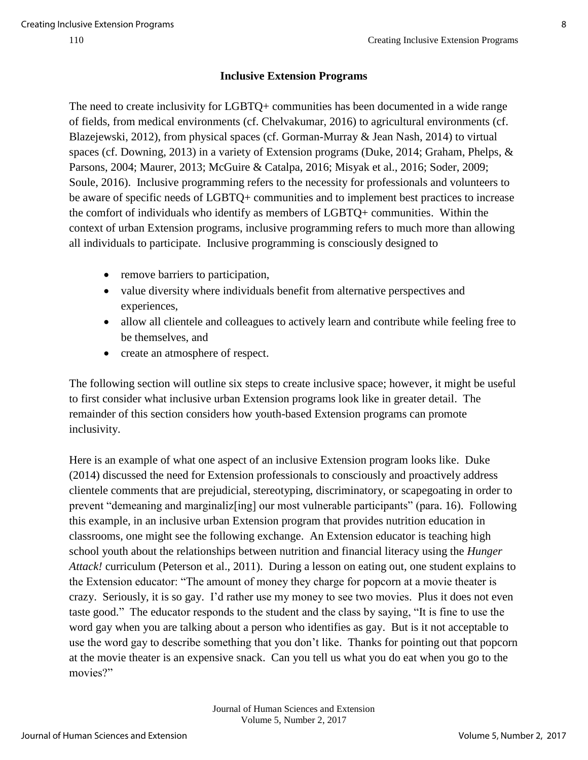## Inclusive Extension Programs

The need to create inclusivity for LGBTQ+ communities has been documented in a wide range of fields, from medical environments (cf. Chelvakumar, 2016) to agricultural environments (cf. Blazejewski, 2012), from physical spaces (cf. Gorman-Murray & Jean Nash, 2014) to virtual spaces (cf. Downing, 2013) in a variety of Extension programs (Duke, 2014; Graham, Phelps, & Parsons, 2004; Maurer, 2013; McGuire & Catalpa, 2016; Misyak et al., 2016; Soder, 2009; Soule, 2016). Inclusive programming refers to the necessity for professionals and volunteers to be aware of specific needs of LGBTQ+ communities and to implement best practices to increase the comfort of individuals who identify as members of LGBTQ+ communities. Within the context of urban Extension programs, inclusive programming refers to much more than allowing all individuals to participate. Inclusive programming is consciously designed to

- remove barriers to participation,
- value diversity where individuals benefit from alternative perspectives and experiences,
- allow all clientele and colleagues to actively learn and contribute while feeling free to be themselves, and
- create an atmosphere of respect.

The following section will outline six steps to create inclusive space; however, it might be useful to first consider what inclusive urban Extension programs look like in greater detail. The remainder of this section considers how youth-based Extension programs can promote inclusivity.

Here is an example of what one aspect of an inclusive Extension program looks like. Duke (2014) discussed the need for Extension professionals to consciously and proactively address clientele comments that are prejudicial, stereotyping, discriminatory, or scapegoating in order to prevent "demeaning and marginaliz[ing] our most vulnerable participants" (para. 16). Following this example, in an inclusive urban Extension program that provides nutrition education in classrooms, one might see the following exchange. An Extension educator is teaching high school youth about the relationships between nutrition and financial literacy using the *Hunger Attack!* curriculum (Peterson et al., 2011). During a lesson on eating out, one student explains to the Extension educator: "The amount of money they charge for popcorn at a movie theater is crazy. Seriously, it is so gay. I'd rather use my money to see two movies. Plus it does not even taste good." The educator responds to the student and the class by saying, "It is fine to use the word gay when you are talking about a person who identifies as gay. But is it not acceptable to use the word gay to describe something that you don't like. Thanks for pointing out that popcorn at the movie theater is an expensive snack. Can you tell us what you do eat when you go to the movies?"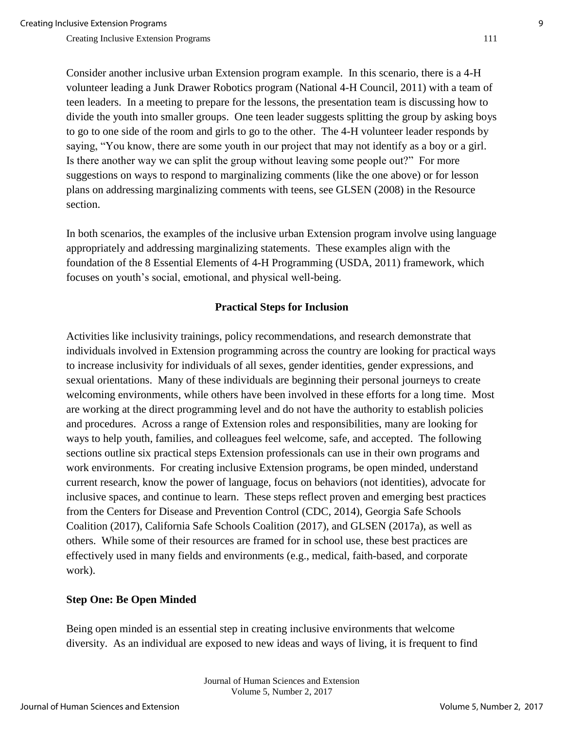Consider another inclusive urban Extension program example. In this scenario, there is a 4-H volunteer leading a Junk Drawer Robotics program (National 4-H Council, 2011) with a team of teen leaders. In a meeting to prepare for the lessons, the presentation team is discussing how to divide the youth into smaller groups. One teen leader suggests splitting the group by asking boys to go to one side of the room and girls to go to the other. The 4-H volunteer leader responds by saying, "You know, there are some youth in our project that may not identify as a boy or a girl. Is there another way we can split the group without leaving some people out?" For more suggestions on ways to respond to marginalizing comments (like the one above) or for lesson plans on addressing marginalizing comments with teens, see GLSEN (2008) in the Resource section.

In both scenarios, the examples of the inclusive urban Extension program involve using language appropriately and addressing marginalizing statements. These examples align with the foundation of the 8 Essential Elements of 4-H Programming (USDA, 2011) framework, which focuses on youth's social, emotional, and physical well-being.

## Practical Steps for Inclusion

Activities like inclusivity trainings, policy recommendations, and research demonstrate that individuals involved in Extension programming across the country are looking for practical ways to increase inclusivity for individuals of all sexes, gender identities, gender expressions, and sexual orientations. Many of these individuals are beginning their personal journeys to create welcoming environments, while others have been involved in these efforts for a long time. Most are working at the direct programming level and do not have the authority to establish policies and procedures. Across a range of Extension roles and responsibilities, many are looking for ways to help youth, families, and colleagues feel welcome, safe, and accepted. The following sections outline six practical steps Extension professionals can use in their own programs and work environments. For creating inclusive Extension programs, be open minded, understand current research, know the power of language, focus on behaviors (not identities), advocate for inclusive spaces, and continue to learn. These steps reflect proven and emerging best practices from the Centers for Disease and Prevention Control (CDC, 2014), Georgia Safe Schools Coalition (2017), California Safe Schools Coalition (2017), and GLSEN (2017a), as well as others. While some of their resources are framed for in school use, these best practices are effectively used in many fields and environments (e.g., medical, faith-based, and corporate work).

### Step One: Be Open Minded

Being open minded is an essential step in creating inclusive environments that welcome diversity. As an individual are exposed to new ideas and ways of living, it is frequent to find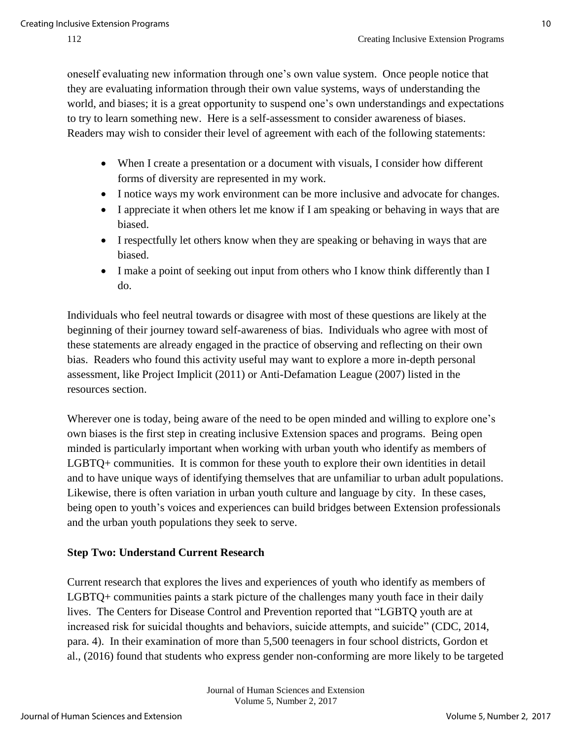oneself evaluating new information through one's own value system. Once people notice that they are evaluating information through their own value systems, ways of understanding the world, and biases; it is a great opportunity to suspend one's own understandings and expectations to try to learn something new. Here is a self-assessment to consider awareness of biases. Readers may wish to consider their level of agreement with each of the following statements:

- When I create a presentation or a document with visuals, I consider how different forms of diversity are represented in my work.
- I notice ways my work environment can be more inclusive and advocate for changes.
- I appreciate it when others let me know if I am speaking or behaving in ways that are biased.
- I respectfully let others know when they are speaking or behaving in ways that are biased.
- I make a point of seeking out input from others who I know think differently than I do.

Individuals who feel neutral towards or disagree with most of these questions are likely at the beginning of their journey toward self-awareness of bias. Individuals who agree with most of these statements are already engaged in the practice of observing and reflecting on their own bias. Readers who found this activity useful may want to explore a more in-depth personal assessment, like Project Implicit (2011) or Anti-Defamation League (2007) listed in the resources section.

Wherever one is today, being aware of the need to be open minded and willing to explore one's own biases is the first step in creating inclusive Extension spaces and programs. Being open minded is particularly important when working with urban youth who identify as members of LGBTQ+ communities. It is common for these youth to explore their own identities in detail and to have unique ways of identifying themselves that are unfamiliar to urban adult populations. Likewise, there is often variation in urban youth culture and language by city. In these cases, being open to youth's voices and experiences can build bridges between Extension professionals and the urban youth populations they seek to serve.

**Step Two: Understand Current Research**

Current research that explores the lives and experiences of youth who identify as members of LGBTQ+ communities paints a stark picture of the challenges many youth face in their daily lives. The Centers for Disease Control and Prevention reported that "LGBTQ youth are at increased risk for suicidal thoughts and behaviors, suicide attempts, and suicide" (CDC, 2014, para. 4). In their examination of more than 5,500 teenagers in four school districts, Gordon et al., (2016) found that students who express gender non-conforming are more likely to be targeted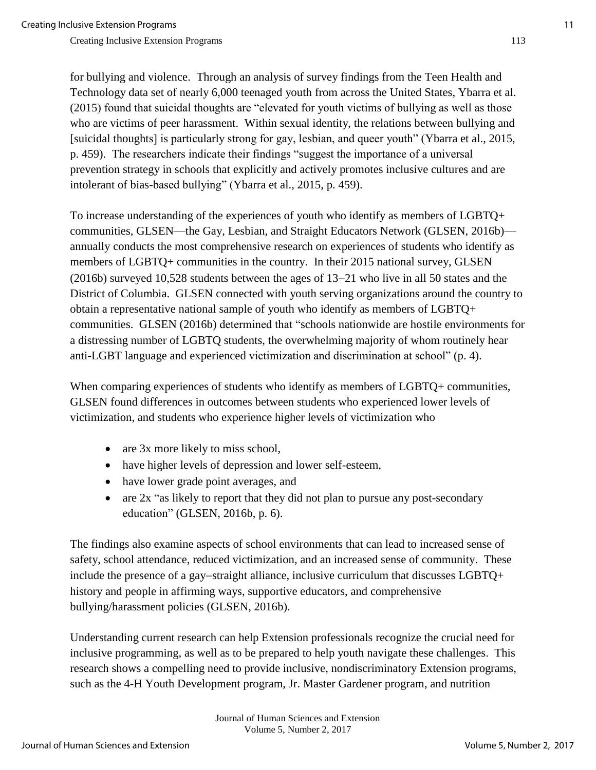for bullying and violence. Through an analysis of survey findings from the Teen Health and Technology data set of nearly 6,000 teenaged youth from across the United States, Ybarra et al. (2015) found that suicidal thoughts are "elevated for youth victims of bullying as well as those who are victims of peer harassment. Within sexual identity, the relations between bullying and [suicidal thoughts] is particularly strong for gay, lesbian, and queer youth" (Ybarra et al., 2015, p. 459). The researchers indicate their findings "suggest the importance of a universal prevention strategy in schools that explicitly and actively promotes inclusive cultures and are intolerant of bias-based bullying" (Ybarra et al., 2015, p. 459).

To increase understanding of the experiences of youth who identify as members of LGBTQ+ communities, GLSEN—the Gay, Lesbian, and Straight Educators Network (GLSEN, 2016b)—annually conducts the most comprehensive research on experiences of students who identify as members of LGBTQ+ communities in the country. In their 2015 national survey, GLSEN (2016b) surveyed 10,528 students between the ages of 13–21 who live in all 50 states and the District of Columbia. GLSEN connected with youth serving organizations around the country to obtain a representative national sample of youth who identify as members of LGBTQ+ communities. GLSEN (2016b) determined that "schools nationwide are hostile environments for a distressing number of LGBTQ students, the overwhelming majority of whom routinely hear anti-LGBT language and experienced victimization and discrimination at school" (p. 4).

When comparing experiences of students who identify as members of LGBTQ+ communities, GLSEN found differences in outcomes between students who experienced lower levels of victimization, and students who experience higher levels of victimization who

- are 3x more likely to miss school,
- have higher levels of depression and lower self-esteem,
- have lower grade point averages, and
- are 2x "as likely to report that they did not plan to pursue any post-secondary education" (GLSEN, 2016b, p. 6).

The findings also examine aspects of school environments that can lead to increased sense of safety, school attendance, reduced victimization, and an increased sense of community. These include the presence of a gay–straight alliance, inclusive curriculum that discusses LGBTQ+ history and people in affirming ways, supportive educators, and comprehensive bullying/harassment policies (GLSEN, 2016b).

Understanding current research can help Extension professionals recognize the crucial need for inclusive programming, as well as to be prepared to help youth navigate these challenges. This research shows a compelling need to provide inclusive, nondiscriminatory Extension programs, such as the 4-H Youth Development program, Jr. Master Gardener program, and nutrition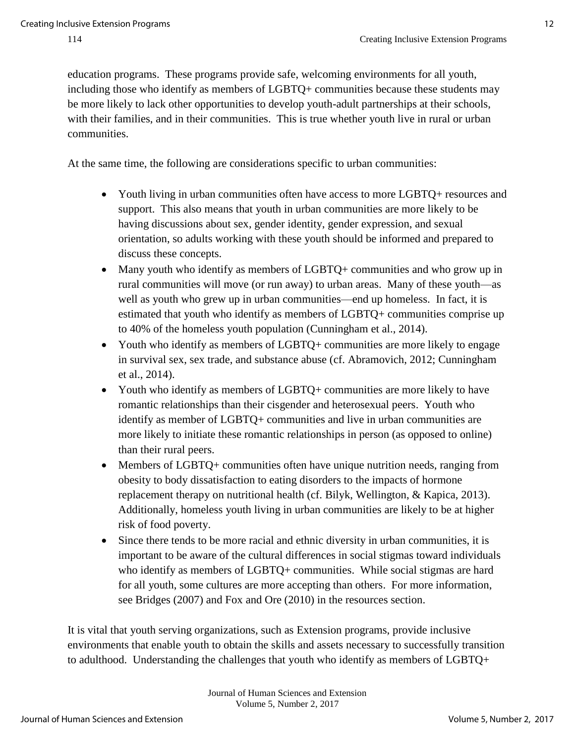education programs. These programs provide safe, welcoming environments for all youth, including those who identify as members of LGBTQ+ communities because these students may be more likely to lack other opportunities to develop youth-adult partnerships at their schools, with their families, and in their communities. This is true whether youth live in rural or urban communities.

At the same time, the following are considerations specific to urban communities:

- Youth living in urban communities often have access to more LGBTQ+ resources and support. This also means that youth in urban communities are more likely to be having discussions about sex, gender identity, gender expression, and sexual orientation, so adults working with these youth should be informed and prepared to discuss these concepts.
- Many youth who identify as members of LGBTQ+ communities and who grow up in rural communities will move (or run away) to urban areas. Many of these youth—as well as youth who grew up in urban communities—end up homeless. In fact, it is estimated that youth who identify as members of LGBTQ+ communities comprise up to 40% of the homeless youth population (Cunningham et al., 2014).
- Youth who identify as members of LGBTQ+ communities are more likely to engage in survival sex, sex trade, and substance abuse (cf. Abramovich, 2012; Cunningham et al., 2014).
- Youth who identify as members of LGBTQ+ communities are more likely to have romantic relationships than their cisgender and heterosexual peers. Youth who identify as member of LGBTQ+ communities and live in urban communities are more likely to initiate these romantic relationships in person (as opposed to online) than their rural peers.
- Members of LGBTQ+ communities often have unique nutrition needs, ranging from obesity to body dissatisfaction to eating disorders to the impacts of hormone replacement therapy on nutritional health (cf. Bilyk, Wellington, & Kapica, 2013). Additionally, homeless youth living in urban communities are likely to be at higher risk of food poverty.
- Since there tends to be more racial and ethnic diversity in urban communities, it is important to be aware of the cultural differences in social stigmas toward individuals who identify as members of LGBTQ+ communities. While social stigmas are hard for all youth, some cultures are more accepting than others. For more information, see Bridges (2007) and Fox and Ore (2010) in the resources section.

It is vital that youth serving organizations, such as Extension programs, provide inclusive environments that enable youth to obtain the skills and assets necessary to successfully transition to adulthood. Understanding the challenges that youth who identify as members of LGBTQ+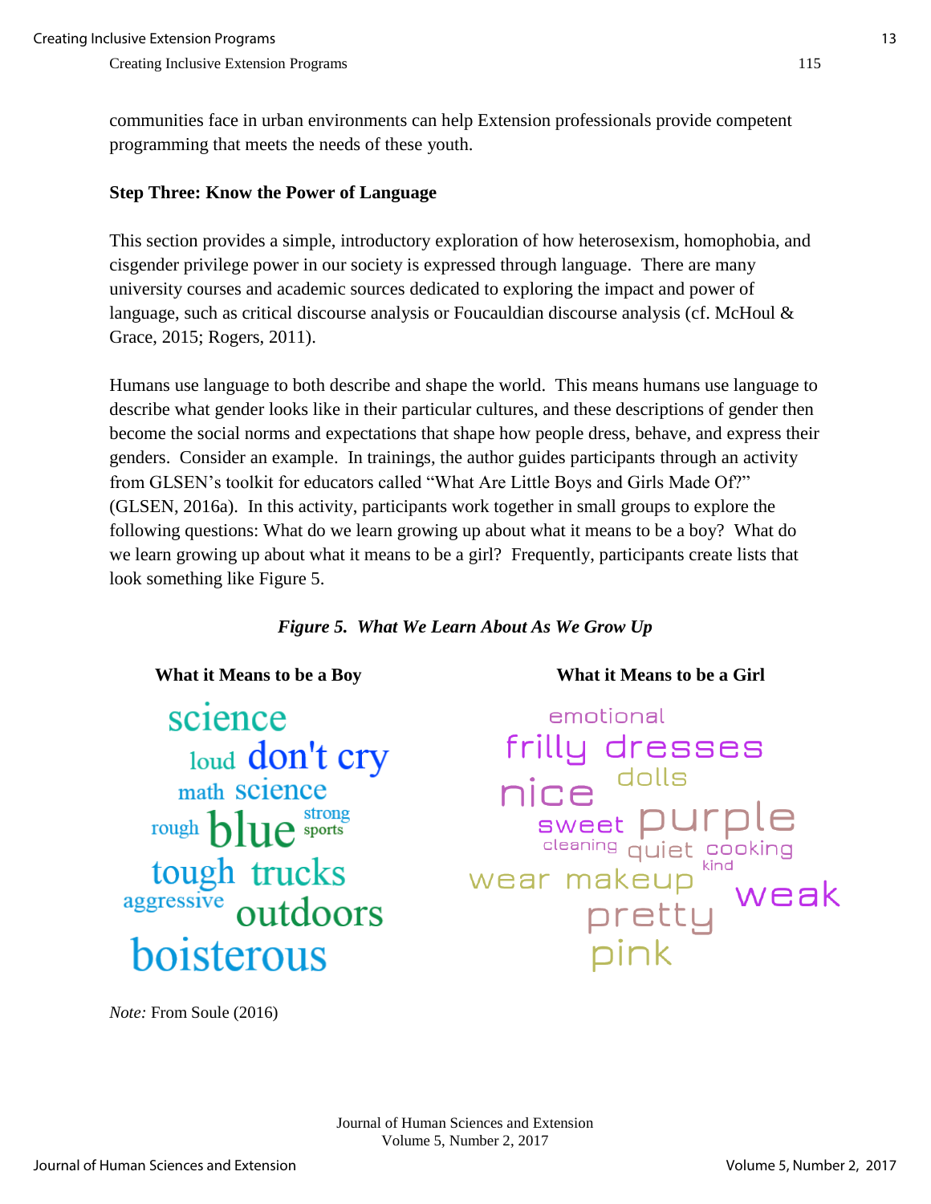communities face in urban environments can help Extension professionals provide competent programming that meets the needs of these youth.

**Step Three: Know the Power of Language**

This section provides a simple, introductory exploration of how heterosexism, homophobia, and cisgender privilege power in our society is expressed through language. There are many university courses and academic sources dedicated to exploring the impact and power of language, such as critical discourse analysis or Foucauldian discourse analysis (cf. McHoul & Grace, 2015; Rogers, 2011).

Humans use language to both describe and shape the world. This means humans use language to describe what gender looks like in their particular cultures, and these descriptions of gender then become the social norms and expectations that shape how people dress, behave, and express their genders. Consider an example. In trainings, the author guides participants through an activity from GLSEN's toolkit for educators called "What Are Little Boys and Girls Made Of?" (GLSEN, 2016a). In this activity, participants work together in small groups to explore the following questions: What do we learn growing up about what it means to be a boy? What do we learn growing up about what it means to be a girl? Frequently, participants create lists that look something like Figure 5.

***Figure 5. What We Learn About As We Grow Up***

| What it Means to be a Boy | What it Means to be a Girl |
|---|---|
| science | emotional |
| loud | frilly dresses |
| don't cry | nice |
| math | dolls |
| science | sweet |
| rough | purple |
| blue | cleaning |
| strong | quiet |
| sports | cooking |
| tough | kind |
| trucks | wear makeup |
| aggressive | weak |
| outdoors | pretty |
| boisterous | pink |

*Note:* From Soule (2016)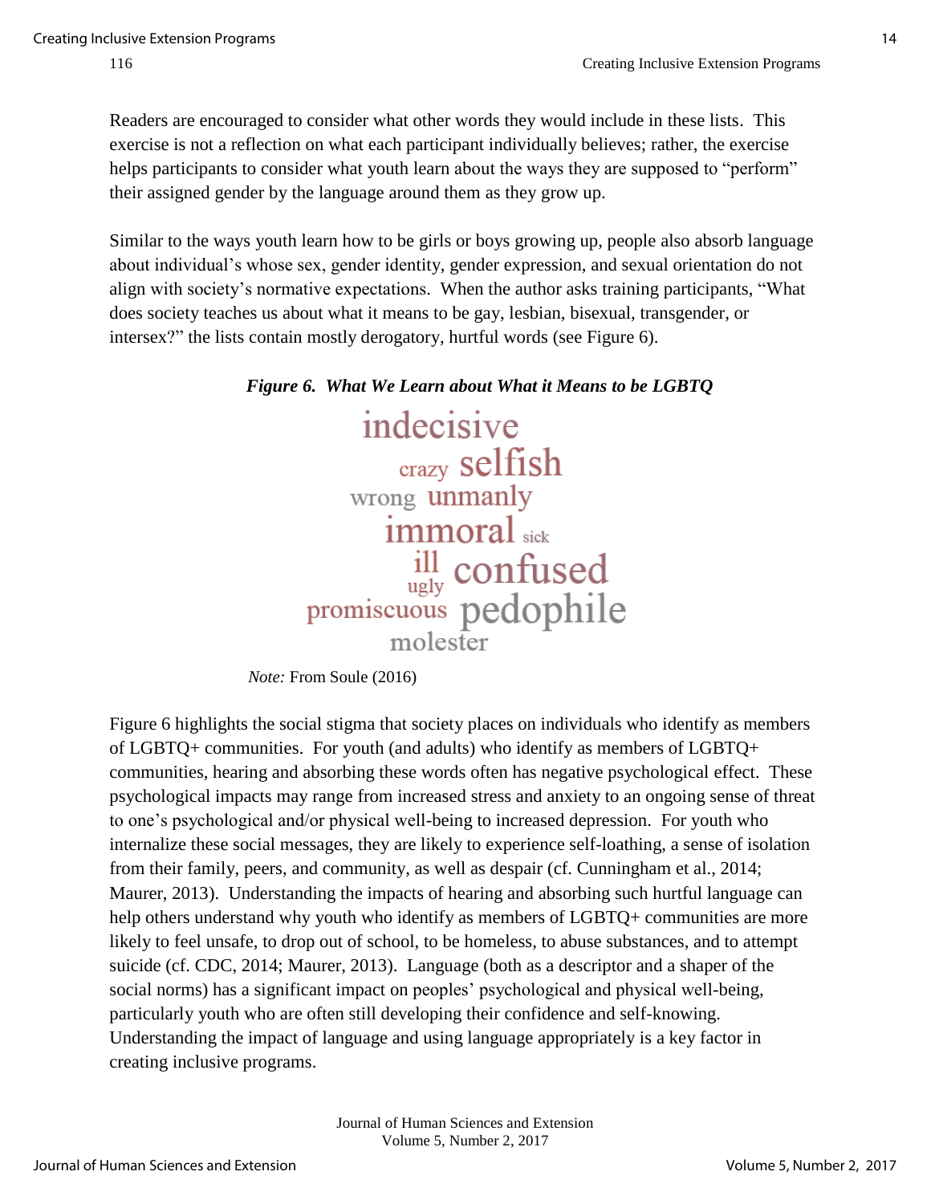Readers are encouraged to consider what other words they would include in these lists. This exercise is not a reflection on what each participant individually believes; rather, the exercise helps participants to consider what youth learn about the ways they are supposed to "perform" their assigned gender by the language around them as they grow up.

Similar to the ways youth learn how to be girls or boys growing up, people also absorb language about individual's whose sex, gender identity, gender expression, and sexual orientation do not align with society's normative expectations. When the author asks training participants, "What does society teaches us about what it means to be gay, lesbian, bisexual, transgender, or intersex?" the lists contain mostly derogatory, hurtful words (see Figure 6).

***Figure 6. What We Learn about What it Means to be LGBTQ***

indecisive
crazy selfish
wrong unmanly
immoral sick
ill confused
ugly
promiscuous pedophile
molester

*Note:* From Soule (2016)

Figure 6 highlights the social stigma that society places on individuals who identify as members of LGBTQ+ communities. For youth (and adults) who identify as members of LGBTQ+ communities, hearing and absorbing these words often has negative psychological effect. These psychological impacts may range from increased stress and anxiety to an ongoing sense of threat to one's psychological and/or physical well-being to increased depression. For youth who internalize these social messages, they are likely to experience self-loathing, a sense of isolation from their family, peers, and community, as well as despair (cf. Cunningham et al., 2014; Maurer, 2013). Understanding the impacts of hearing and absorbing such hurtful language can help others understand why youth who identify as members of LGBTQ+ communities are more likely to feel unsafe, to drop out of school, to be homeless, to abuse substances, and to attempt suicide (cf. CDC, 2014; Maurer, 2013). Language (both as a descriptor and a shaper of the social norms) has a significant impact on peoples' psychological and physical well-being, particularly youth who are often still developing their confidence and self-knowing. Understanding the impact of language and using language appropriately is a key factor in creating inclusive programs.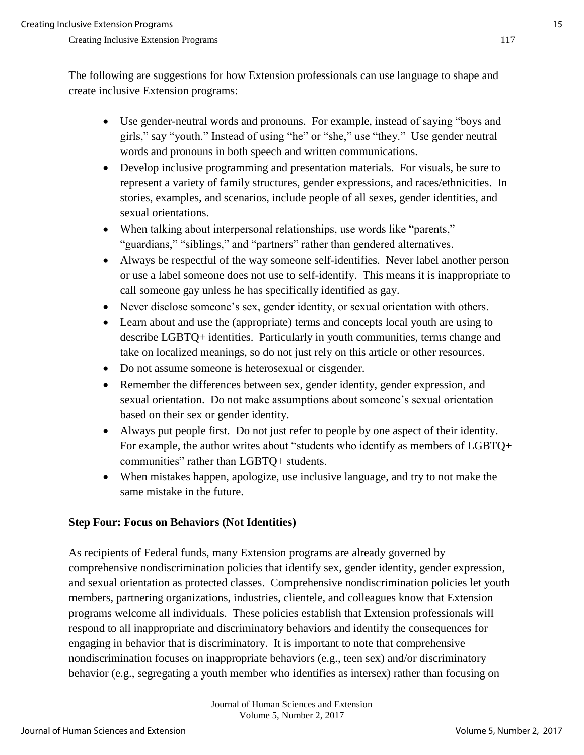The following are suggestions for how Extension professionals can use language to shape and create inclusive Extension programs:

- Use gender-neutral words and pronouns. For example, instead of saying "boys and girls," say "youth." Instead of using "he" or "she," use "they." Use gender neutral words and pronouns in both speech and written communications.
- Develop inclusive programming and presentation materials. For visuals, be sure to represent a variety of family structures, gender expressions, and races/ethnicities. In stories, examples, and scenarios, include people of all sexes, gender identities, and sexual orientations.
- When talking about interpersonal relationships, use words like "parents," "guardians," "siblings," and "partners" rather than gendered alternatives.
- Always be respectful of the way someone self-identifies. Never label another person or use a label someone does not use to self-identify. This means it is inappropriate to call someone gay unless he has specifically identified as gay.
- Never disclose someone's sex, gender identity, or sexual orientation with others.
- Learn about and use the (appropriate) terms and concepts local youth are using to describe LGBTQ+ identities. Particularly in youth communities, terms change and take on localized meanings, so do not just rely on this article or other resources.
- Do not assume someone is heterosexual or cisgender.
- Remember the differences between sex, gender identity, gender expression, and sexual orientation. Do not make assumptions about someone's sexual orientation based on their sex or gender identity.
- Always put people first. Do not just refer to people by one aspect of their identity. For example, the author writes about "students who identify as members of LGBTQ+ communities" rather than LGBTQ+ students.
- When mistakes happen, apologize, use inclusive language, and try to not make the same mistake in the future.

**Step Four: Focus on Behaviors (Not Identities)**

As recipients of Federal funds, many Extension programs are already governed by comprehensive nondiscrimination policies that identify sex, gender identity, gender expression, and sexual orientation as protected classes. Comprehensive nondiscrimination policies let youth members, partnering organizations, industries, clientele, and colleagues know that Extension programs welcome all individuals. These policies establish that Extension professionals will respond to all inappropriate and discriminatory behaviors and identify the consequences for engaging in behavior that is discriminatory. It is important to note that comprehensive nondiscrimination focuses on inappropriate behaviors (e.g., teen sex) and/or discriminatory behavior (e.g., segregating a youth member who identifies as intersex) rather than focusing on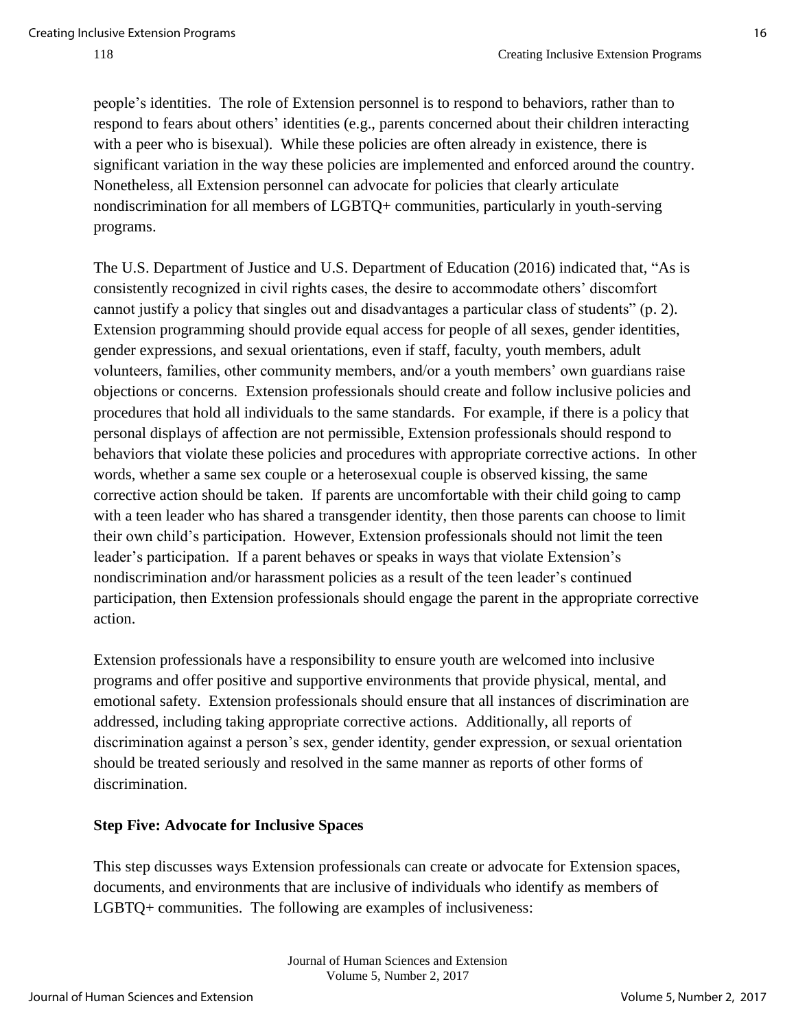people's identities. The role of Extension personnel is to respond to behaviors, rather than to respond to fears about others' identities (e.g., parents concerned about their children interacting with a peer who is bisexual). While these policies are often already in existence, there is significant variation in the way these policies are implemented and enforced around the country. Nonetheless, all Extension personnel can advocate for policies that clearly articulate nondiscrimination for all members of LGBTQ+ communities, particularly in youth-serving programs.

The U.S. Department of Justice and U.S. Department of Education (2016) indicated that, "As is consistently recognized in civil rights cases, the desire to accommodate others' discomfort cannot justify a policy that singles out and disadvantages a particular class of students" (p. 2). Extension programming should provide equal access for people of all sexes, gender identities, gender expressions, and sexual orientations, even if staff, faculty, youth members, adult volunteers, families, other community members, and/or a youth members' own guardians raise objections or concerns. Extension professionals should create and follow inclusive policies and procedures that hold all individuals to the same standards. For example, if there is a policy that personal displays of affection are not permissible, Extension professionals should respond to behaviors that violate these policies and procedures with appropriate corrective actions. In other words, whether a same sex couple or a heterosexual couple is observed kissing, the same corrective action should be taken. If parents are uncomfortable with their child going to camp with a teen leader who has shared a transgender identity, then those parents can choose to limit their own child's participation. However, Extension professionals should not limit the teen leader's participation. If a parent behaves or speaks in ways that violate Extension's nondiscrimination and/or harassment policies as a result of the teen leader's continued participation, then Extension professionals should engage the parent in the appropriate corrective action.

Extension professionals have a responsibility to ensure youth are welcomed into inclusive programs and offer positive and supportive environments that provide physical, mental, and emotional safety. Extension professionals should ensure that all instances of discrimination are addressed, including taking appropriate corrective actions. Additionally, all reports of discrimination against a person's sex, gender identity, gender expression, or sexual orientation should be treated seriously and resolved in the same manner as reports of other forms of discrimination.

**Step Five: Advocate for Inclusive Spaces**

This step discusses ways Extension professionals can create or advocate for Extension spaces, documents, and environments that are inclusive of individuals who identify as members of LGBTQ+ communities. The following are examples of inclusiveness: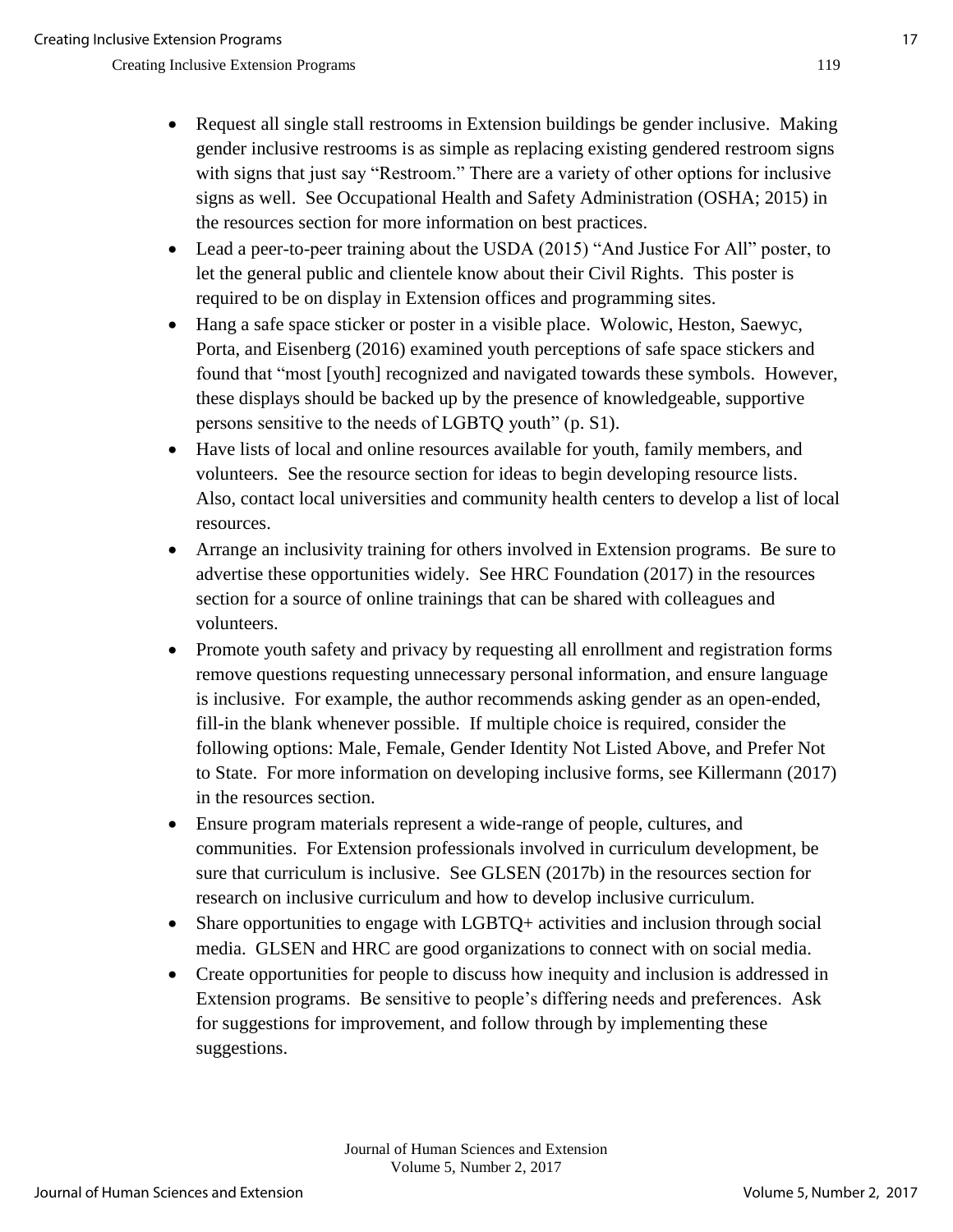- Request all single stall restrooms in Extension buildings be gender inclusive. Making gender inclusive restrooms is as simple as replacing existing gendered restroom signs with signs that just say "Restroom." There are a variety of other options for inclusive signs as well. See Occupational Health and Safety Administration (OSHA; 2015) in the resources section for more information on best practices.
- Lead a peer-to-peer training about the USDA (2015) "And Justice For All" poster, to let the general public and clientele know about their Civil Rights. This poster is required to be on display in Extension offices and programming sites.
- Hang a safe space sticker or poster in a visible place. Wolowic, Heston, Saewyc, Porta, and Eisenberg (2016) examined youth perceptions of safe space stickers and found that "most [youth] recognized and navigated towards these symbols. However, these displays should be backed up by the presence of knowledgeable, supportive persons sensitive to the needs of LGBTQ youth" (p. S1).
- Have lists of local and online resources available for youth, family members, and volunteers. See the resource section for ideas to begin developing resource lists. Also, contact local universities and community health centers to develop a list of local resources.
- Arrange an inclusivity training for others involved in Extension programs. Be sure to advertise these opportunities widely. See HRC Foundation (2017) in the resources section for a source of online trainings that can be shared with colleagues and volunteers.
- Promote youth safety and privacy by requesting all enrollment and registration forms remove questions requesting unnecessary personal information, and ensure language is inclusive. For example, the author recommends asking gender as an open-ended, fill-in the blank whenever possible. If multiple choice is required, consider the following options: Male, Female, Gender Identity Not Listed Above, and Prefer Not to State. For more information on developing inclusive forms, see Killermann (2017) in the resources section.
- Ensure program materials represent a wide-range of people, cultures, and communities. For Extension professionals involved in curriculum development, be sure that curriculum is inclusive. See GLSEN (2017b) in the resources section for research on inclusive curriculum and how to develop inclusive curriculum.
- Share opportunities to engage with LGBTQ+ activities and inclusion through social media. GLSEN and HRC are good organizations to connect with on social media.
- Create opportunities for people to discuss how inequity and inclusion is addressed in Extension programs. Be sensitive to people's differing needs and preferences. Ask for suggestions for improvement, and follow through by implementing these suggestions.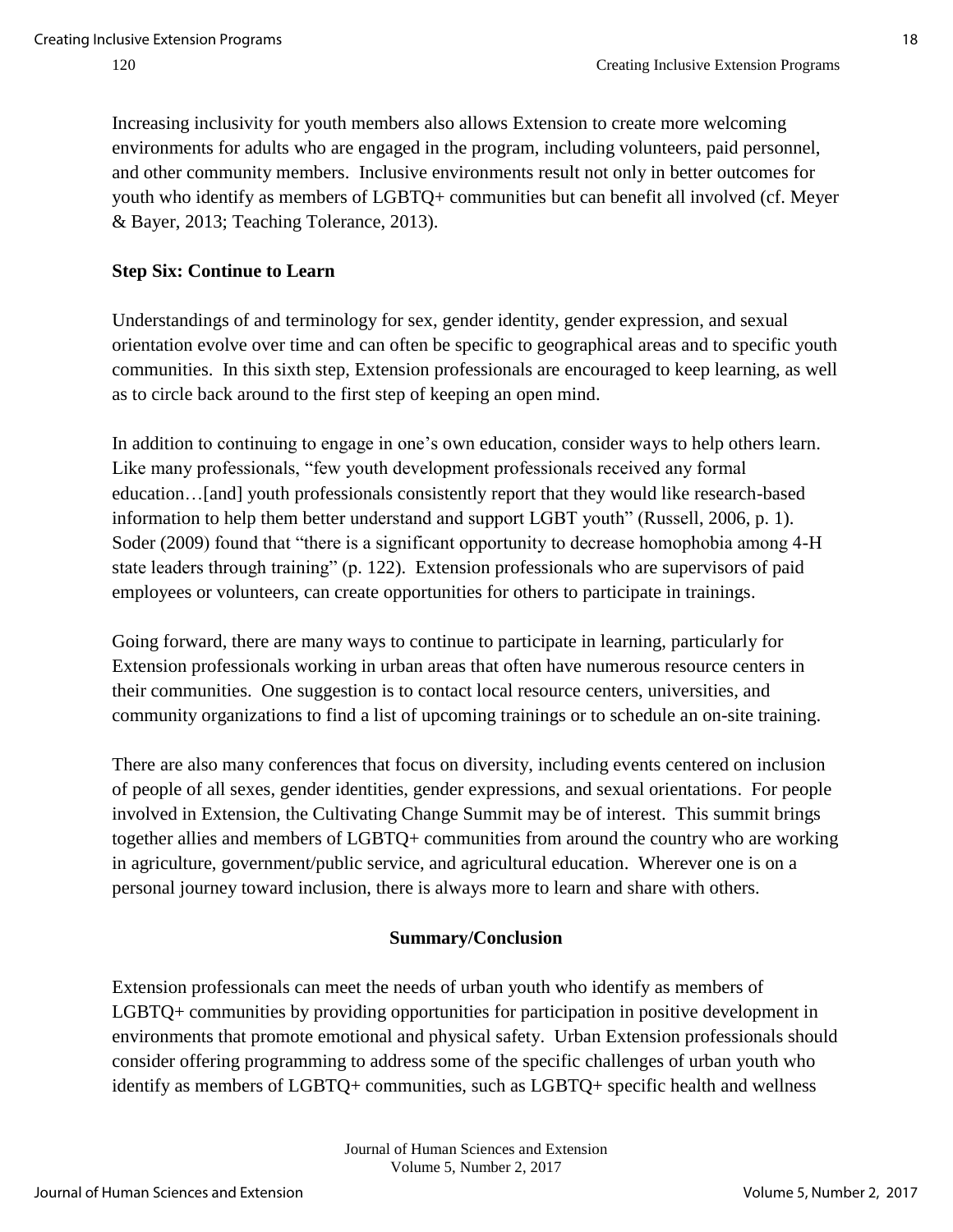Increasing inclusivity for youth members also allows Extension to create more welcoming environments for adults who are engaged in the program, including volunteers, paid personnel, and other community members. Inclusive environments result not only in better outcomes for youth who identify as members of LGBTQ+ communities but can benefit all involved (cf. Meyer & Bayer, 2013; Teaching Tolerance, 2013).

**Step Six: Continue to Learn**

Understandings of and terminology for sex, gender identity, gender expression, and sexual orientation evolve over time and can often be specific to geographical areas and to specific youth communities. In this sixth step, Extension professionals are encouraged to keep learning, as well as to circle back around to the first step of keeping an open mind.

In addition to continuing to engage in one's own education, consider ways to help others learn. Like many professionals, "few youth development professionals received any formal education…[and] youth professionals consistently report that they would like research-based information to help them better understand and support LGBT youth" (Russell, 2006, p. 1). Soder (2009) found that "there is a significant opportunity to decrease homophobia among 4-H state leaders through training" (p. 122). Extension professionals who are supervisors of paid employees or volunteers, can create opportunities for others to participate in trainings.

Going forward, there are many ways to continue to participate in learning, particularly for Extension professionals working in urban areas that often have numerous resource centers in their communities. One suggestion is to contact local resource centers, universities, and community organizations to find a list of upcoming trainings or to schedule an on-site training.

There are also many conferences that focus on diversity, including events centered on inclusion of people of all sexes, gender identities, gender expressions, and sexual orientations. For people involved in Extension, the Cultivating Change Summit may be of interest. This summit brings together allies and members of LGBTQ+ communities from around the country who are working in agriculture, government/public service, and agricultural education. Wherever one is on a personal journey toward inclusion, there is always more to learn and share with others.

## Summary/Conclusion

Extension professionals can meet the needs of urban youth who identify as members of LGBTQ+ communities by providing opportunities for participation in positive development in environments that promote emotional and physical safety. Urban Extension professionals should consider offering programming to address some of the specific challenges of urban youth who identify as members of LGBTQ+ communities, such as LGBTQ+ specific health and wellness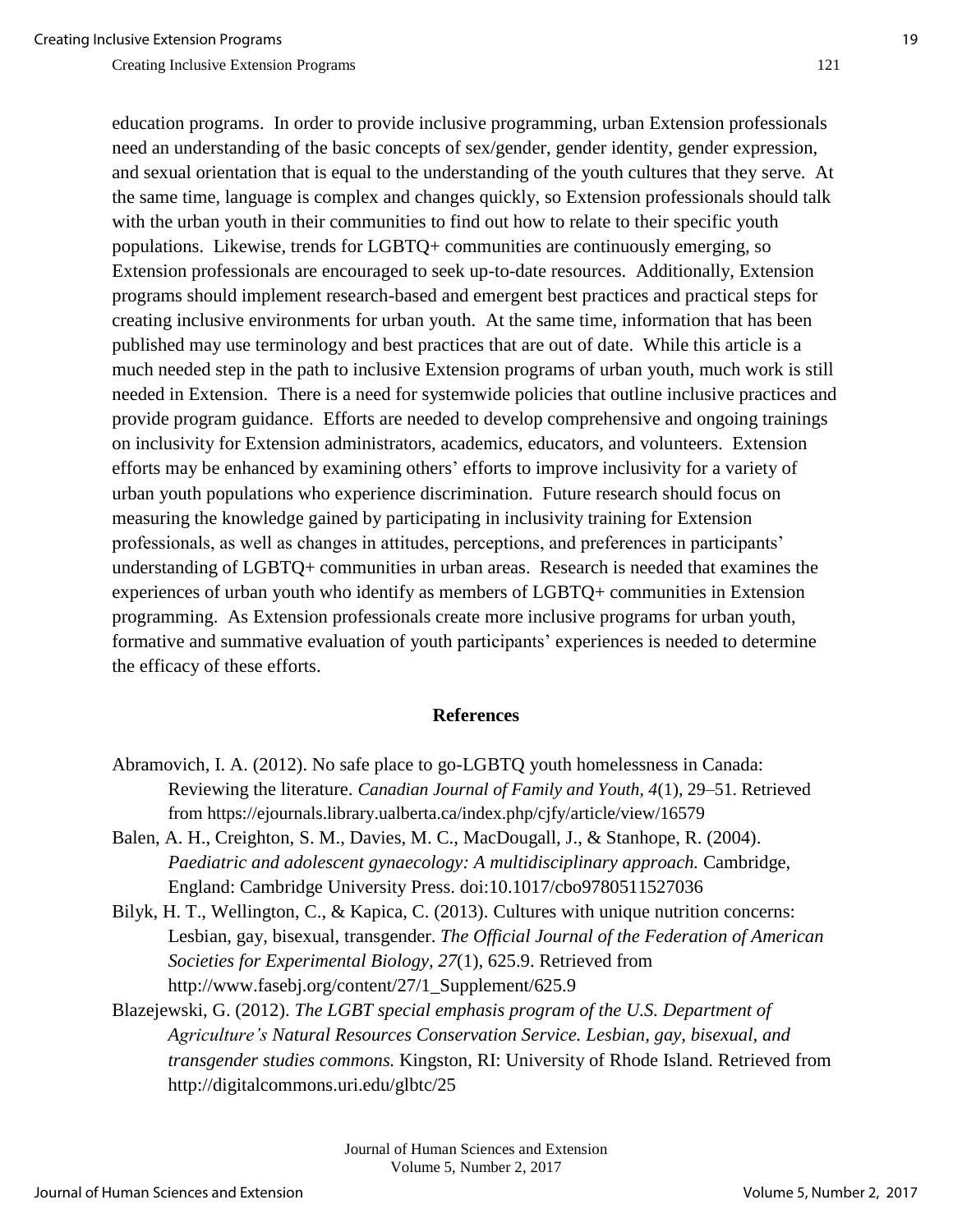education programs. In order to provide inclusive programming, urban Extension professionals need an understanding of the basic concepts of sex/gender, gender identity, gender expression, and sexual orientation that is equal to the understanding of the youth cultures that they serve. At the same time, language is complex and changes quickly, so Extension professionals should talk with the urban youth in their communities to find out how to relate to their specific youth populations. Likewise, trends for LGBTQ+ communities are continuously emerging, so Extension professionals are encouraged to seek up-to-date resources. Additionally, Extension programs should implement research-based and emergent best practices and practical steps for creating inclusive environments for urban youth. At the same time, information that has been published may use terminology and best practices that are out of date. While this article is a much needed step in the path to inclusive Extension programs of urban youth, much work is still needed in Extension. There is a need for systemwide policies that outline inclusive practices and provide program guidance. Efforts are needed to develop comprehensive and ongoing trainings on inclusivity for Extension administrators, academics, educators, and volunteers. Extension efforts may be enhanced by examining others' efforts to improve inclusivity for a variety of urban youth populations who experience discrimination. Future research should focus on measuring the knowledge gained by participating in inclusivity training for Extension professionals, as well as changes in attitudes, perceptions, and preferences in participants' understanding of LGBTQ+ communities in urban areas. Research is needed that examines the experiences of urban youth who identify as members of LGBTQ+ communities in Extension programming. As Extension professionals create more inclusive programs for urban youth, formative and summative evaluation of youth participants' experiences is needed to determine the efficacy of these efforts.

## References

Abramovich, I. A. (2012). No safe place to go-LGBTQ youth homelessness in Canada: Reviewing the literature. *Canadian Journal of Family and Youth*, *4*(1), 29–51. Retrieved from https://ejournals.library.ualberta.ca/index.php/cjfy/article/view/16579

Balen, A. H., Creighton, S. M., Davies, M. C., MacDougall, J., & Stanhope, R. (2004). *Paediatric and adolescent gynaecology: A multidisciplinary approach.* Cambridge, England: Cambridge University Press. doi:10.1017/cbo9780511527036

Bilyk, H. T., Wellington, C., & Kapica, C. (2013). Cultures with unique nutrition concerns: Lesbian, gay, bisexual, transgender. *The Official Journal of the Federation of American Societies for Experimental Biology, 27*(1), 625.9. Retrieved from http://www.fasebj.org/content/27/1_Supplement/625.9

Blazejewski, G. (2012). *The LGBT special emphasis program of the U.S. Department of Agriculture's Natural Resources Conservation Service. Lesbian, gay, bisexual, and transgender studies commons.* Kingston, RI: University of Rhode Island. Retrieved from http://digitalcommons.uri.edu/glbtc/25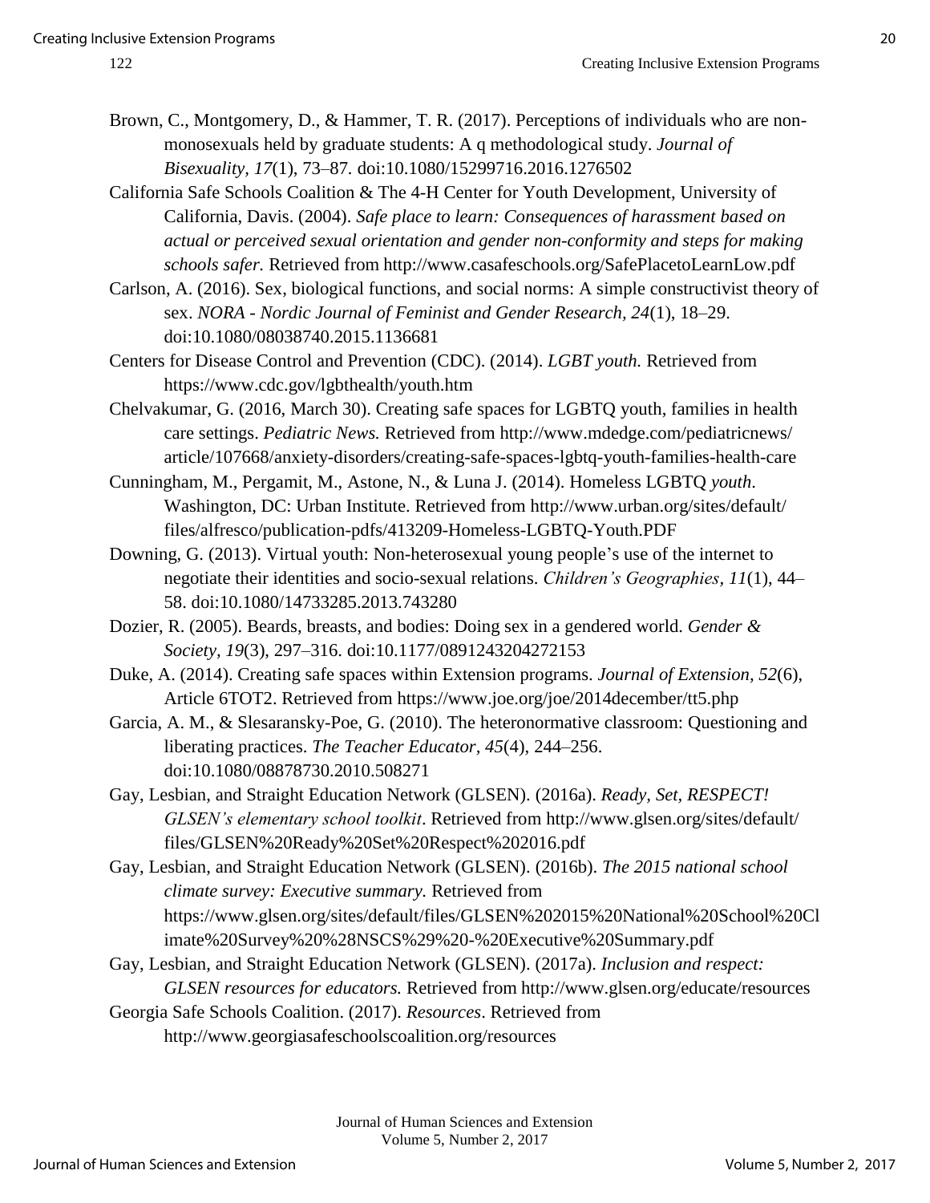Brown, C., Montgomery, D., & Hammer, T. R. (2017). Perceptions of individuals who are non-monosexuals held by graduate students: A q methodological study. *Journal of Bisexuality, 17*(1), 73–87. doi:10.1080/15299716.2016.1276502

California Safe Schools Coalition & The 4-H Center for Youth Development, University of California, Davis. (2004). *Safe place to learn: Consequences of harassment based on actual or perceived sexual orientation and gender non-conformity and steps for making schools safer.* Retrieved from http://www.casafeschools.org/SafePlacetoLearnLow.pdf

Carlson, A. (2016). Sex, biological functions, and social norms: A simple constructivist theory of sex. *NORA - Nordic Journal of Feminist and Gender Research, 24*(1), 18–29. doi:10.1080/08038740.2015.1136681

Centers for Disease Control and Prevention (CDC). (2014). *LGBT youth.* Retrieved from https://www.cdc.gov/lgbthealth/youth.htm

Chelvakumar, G. (2016, March 30). Creating safe spaces for LGBTQ youth, families in health care settings. *Pediatric News.* Retrieved from http://www.mdedge.com/pediatricnews/article/107668/anxiety-disorders/creating-safe-spaces-lgbtq-youth-families-health-care

Cunningham, M., Pergamit, M., Astone, N., & Luna J. (2014). Homeless LGBTQ *youth.* Washington, DC: Urban Institute. Retrieved from http://www.urban.org/sites/default/files/alfresco/publication-pdfs/413209-Homeless-LGBTQ-Youth.PDF

Downing, G. (2013). Virtual youth: Non-heterosexual young people's use of the internet to negotiate their identities and socio-sexual relations. *Children's Geographies*, *11*(1), 44–58. doi:10.1080/14733285.2013.743280

Dozier, R. (2005). Beards, breasts, and bodies: Doing sex in a gendered world. *Gender & Society*, *19*(3), 297–316. doi:10.1177/0891243204272153

Duke, A. (2014). Creating safe spaces within Extension programs. *Journal of Extension*, *52*(6), Article 6TOT2. Retrieved from https://www.joe.org/joe/2014december/tt5.php

Garcia, A. M., & Slesaransky-Poe, G. (2010). The heteronormative classroom: Questioning and liberating practices. *The Teacher Educator, 45*(4), 244–256. doi:10.1080/08878730.2010.508271

Gay, Lesbian, and Straight Education Network (GLSEN). (2016a). *Ready, Set, RESPECT! GLSEN's elementary school toolkit*. Retrieved from http://www.glsen.org/sites/default/files/GLSEN%20Ready%20Set%20Respect%202016.pdf

Gay, Lesbian, and Straight Education Network (GLSEN). (2016b). *The 2015 national school climate survey: Executive summary.* Retrieved from https://www.glsen.org/sites/default/files/GLSEN%202015%20National%20School%20Climate%20Survey%20%28NSCS%29%20-%20Executive%20Summary.pdf

Gay, Lesbian, and Straight Education Network (GLSEN). (2017a). *Inclusion and respect: GLSEN resources for educators.* Retrieved from http://www.glsen.org/educate/resources

Georgia Safe Schools Coalition. (2017). *Resources*. Retrieved from http://www.georgiasafeschoolscoalition.org/resources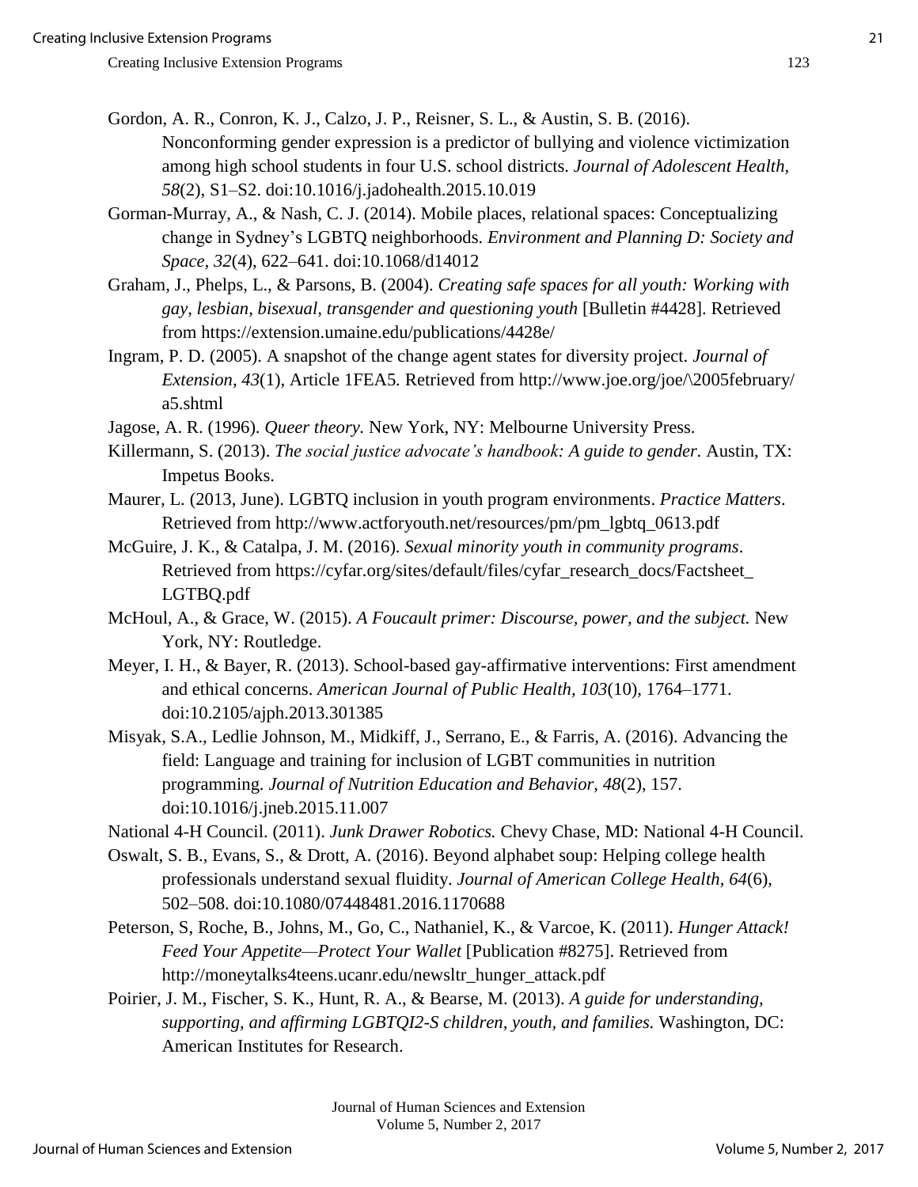Gordon, A. R., Conron, K. J., Calzo, J. P., Reisner, S. L., & Austin, S. B. (2016). Nonconforming gender expression is a predictor of bullying and violence victimization among high school students in four U.S. school districts. *Journal of Adolescent Health, 58*(2), S1–S2. doi:10.1016/j.jadohealth.2015.10.019

Gorman-Murray, A., & Nash, C. J. (2014). Mobile places, relational spaces: Conceptualizing change in Sydney's LGBTQ neighborhoods. *Environment and Planning D: Society and Space, 32*(4), 622–641. doi:10.1068/d14012

Graham, J., Phelps, L., & Parsons, B. (2004). *Creating safe spaces for all youth: Working with gay, lesbian, bisexual, transgender and questioning youth* [Bulletin #4428]. Retrieved from https://extension.umaine.edu/publications/4428e/

Ingram, P. D. (2005). A snapshot of the change agent states for diversity project. *Journal of Extension, 43*(1), Article 1FEA5. Retrieved from http://www.joe.org/joe/\2005february/a5.shtml

Jagose, A. R. (1996). *Queer theory.* New York, NY: Melbourne University Press.

Killermann, S. (2013). *The social justice advocate's handbook: A guide to gender.* Austin, TX: Impetus Books.

Maurer, L. (2013, June). LGBTQ inclusion in youth program environments. *Practice Matters*. Retrieved from http://www.actforyouth.net/resources/pm/pm_lgbtq_0613.pdf

McGuire, J. K., & Catalpa, J. M. (2016). *Sexual minority youth in community programs*. Retrieved from https://cyfar.org/sites/default/files/cyfar_research_docs/Factsheet_LGTBQ.pdf

McHoul, A., & Grace, W. (2015). *A Foucault primer: Discourse, power, and the subject.* New York, NY: Routledge.

Meyer, I. H., & Bayer, R. (2013). School-based gay-affirmative interventions: First amendment and ethical concerns. *American Journal of Public Health, 103*(10), 1764–1771. doi:10.2105/ajph.2013.301385

Misyak, S.A., Ledlie Johnson, M., Midkiff, J., Serrano, E., & Farris, A. (2016). Advancing the field: Language and training for inclusion of LGBT communities in nutrition programming. *Journal of Nutrition Education and Behavior, 48*(2), 157. doi:10.1016/j.jneb.2015.11.007

National 4-H Council. (2011). *Junk Drawer Robotics.* Chevy Chase, MD: National 4-H Council.

Oswalt, S. B., Evans, S., & Drott, A. (2016). Beyond alphabet soup: Helping college health professionals understand sexual fluidity. *Journal of American College Health*, *64*(6), 502–508. doi:10.1080/07448481.2016.1170688

Peterson, S, Roche, B., Johns, M., Go, C., Nathaniel, K., & Varcoe, K. (2011). *Hunger Attack! Feed Your Appetite—Protect Your Wallet* [Publication #8275]. Retrieved from http://moneytalks4teens.ucanr.edu/newsltr_hunger_attack.pdf

Poirier, J. M., Fischer, S. K., Hunt, R. A., & Bearse, M. (2013). *A guide for understanding, supporting, and affirming LGBTQI2-S children, youth, and families.* Washington, DC: American Institutes for Research.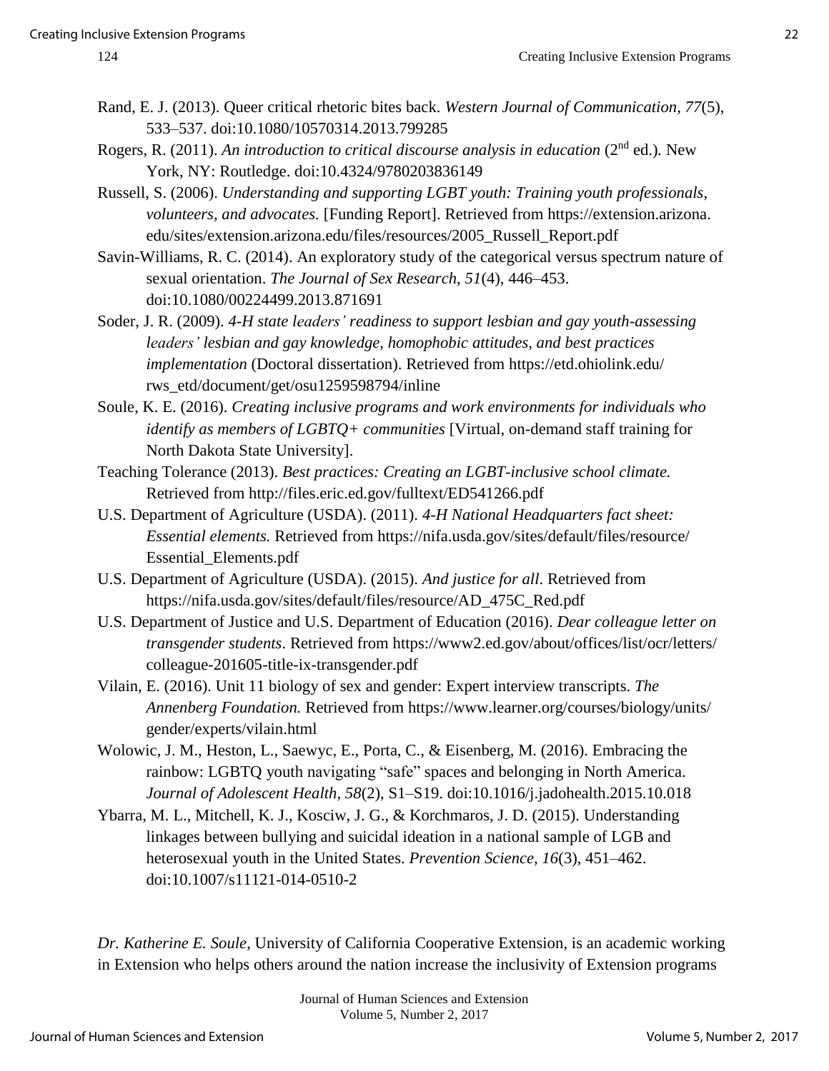Rand, E. J. (2013). Queer critical rhetoric bites back. *Western Journal of Communication, 77*(5), 533–537. doi:10.1080/10570314.2013.799285

Rogers, R. (2011). *An introduction to critical discourse analysis in education* (2nd ed.). New York, NY: Routledge. doi:10.4324/9780203836149

Russell, S. (2006). *Understanding and supporting LGBT youth: Training youth professionals, volunteers, and advocates.* [Funding Report]. Retrieved from https://extension.arizona.edu/sites/extension.arizona.edu/files/resources/2005_Russell_Report.pdf

Savin-Williams, R. C. (2014). An exploratory study of the categorical versus spectrum nature of sexual orientation. *The Journal of Sex Research, 51*(4), 446–453. doi:10.1080/00224499.2013.871691

Soder, J. R. (2009). *4-H state leaders' readiness to support lesbian and gay youth-assessing leaders' lesbian and gay knowledge, homophobic attitudes, and best practices implementation* (Doctoral dissertation). Retrieved from https://etd.ohiolink.edu/rws_etd/document/get/osu1259598794/inline

Soule, K. E. (2016). *Creating inclusive programs and work environments for individuals who identify as members of LGBTQ+ communities* [Virtual, on-demand staff training for North Dakota State University].

Teaching Tolerance (2013). *Best practices: Creating an LGBT-inclusive school climate.* Retrieved from http://files.eric.ed.gov/fulltext/ED541266.pdf

U.S. Department of Agriculture (USDA). (2011). *4-H National Headquarters fact sheet: Essential elements.* Retrieved from https://nifa.usda.gov/sites/default/files/resource/Essential_Elements.pdf

U.S. Department of Agriculture (USDA). (2015). *And justice for all.* Retrieved from https://nifa.usda.gov/sites/default/files/resource/AD_475C_Red.pdf

U.S. Department of Justice and U.S. Department of Education (2016). *Dear colleague letter on transgender students*. Retrieved from https://www2.ed.gov/about/offices/list/ocr/letters/colleague-201605-title-ix-transgender.pdf

Vilain, E. (2016). Unit 11 biology of sex and gender: Expert interview transcripts. *The Annenberg Foundation.* Retrieved from https://www.learner.org/courses/biology/units/gender/experts/vilain.html

Wolowic, J. M., Heston, L., Saewyc, E., Porta, C., & Eisenberg, M. (2016). Embracing the rainbow: LGBTQ youth navigating "safe" spaces and belonging in North America. *Journal of Adolescent Health, 58*(2), S1–S19. doi:10.1016/j.jadohealth.2015.10.018

Ybarra, M. L., Mitchell, K. J., Kosciw, J. G., & Korchmaros, J. D. (2015). Understanding linkages between bullying and suicidal ideation in a national sample of LGB and heterosexual youth in the United States. *Prevention Science, 16*(3), 451–462. doi:10.1007/s11121-014-0510-2

*Dr. Katherine E. Soule*, University of California Cooperative Extension, is an academic working in Extension who helps others around the nation increase the inclusivity of Extension programs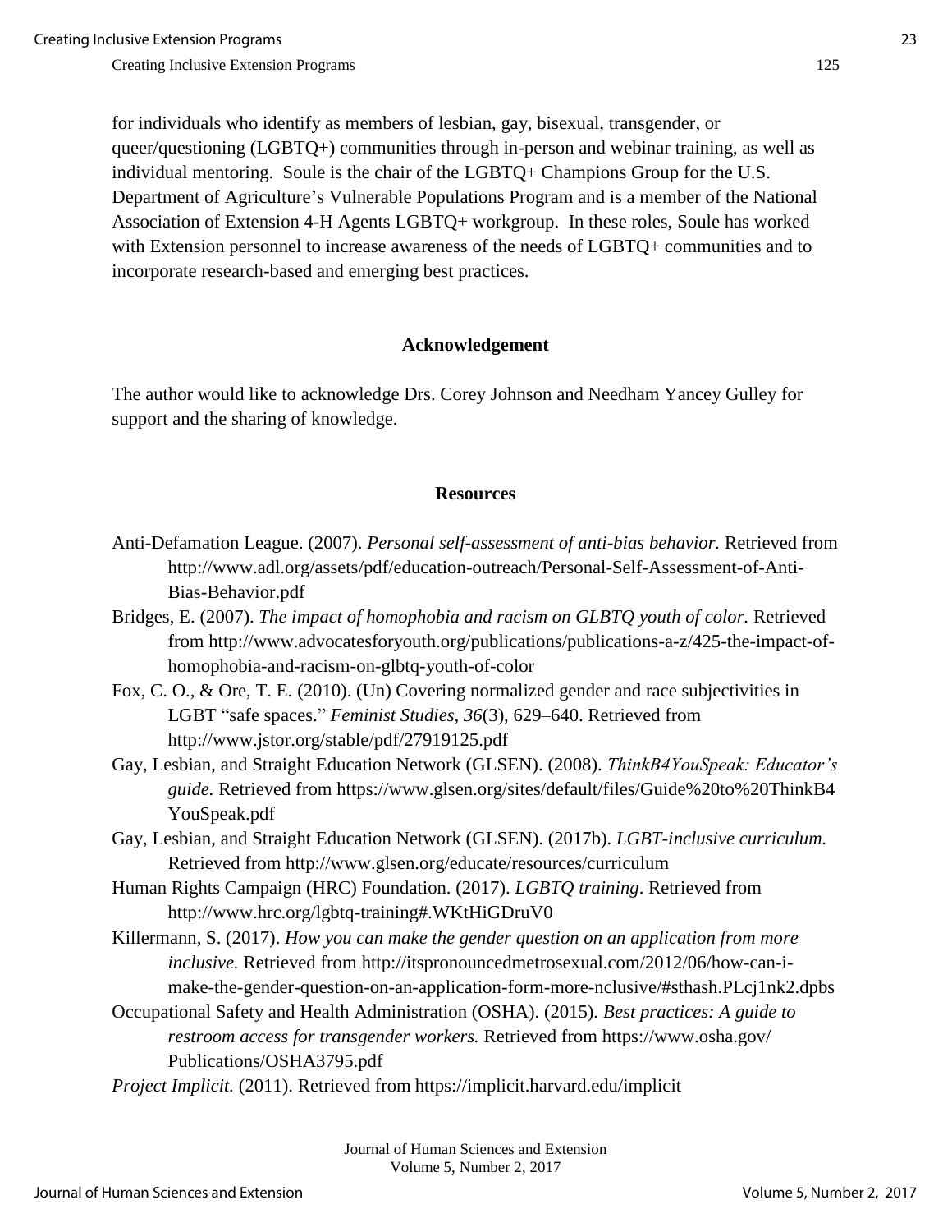for individuals who identify as members of lesbian, gay, bisexual, transgender, or queer/questioning (LGBTQ+) communities through in-person and webinar training, as well as individual mentoring. Soule is the chair of the LGBTQ+ Champions Group for the U.S. Department of Agriculture's Vulnerable Populations Program and is a member of the National Association of Extension 4-H Agents LGBTQ+ workgroup. In these roles, Soule has worked with Extension personnel to increase awareness of the needs of LGBTQ+ communities and to incorporate research-based and emerging best practices.

## Acknowledgement

The author would like to acknowledge Drs. Corey Johnson and Needham Yancey Gulley for support and the sharing of knowledge.

## Resources

Anti-Defamation League. (2007). *Personal self-assessment of anti-bias behavior.* Retrieved from http://www.adl.org/assets/pdf/education-outreach/Personal-Self-Assessment-of-Anti-Bias-Behavior.pdf

Bridges, E. (2007). *The impact of homophobia and racism on GLBTQ youth of color.* Retrieved from http://www.advocatesforyouth.org/publications/publications-a-z/425-the-impact-of-homophobia-and-racism-on-glbtq-youth-of-color

Fox, C. O., & Ore, T. E. (2010). (Un) Covering normalized gender and race subjectivities in LGBT "safe spaces." *Feminist Studies, 36*(3), 629–640. Retrieved from http://www.jstor.org/stable/pdf/27919125.pdf

Gay, Lesbian, and Straight Education Network (GLSEN). (2008). *ThinkB4YouSpeak: Educator's guide.* Retrieved from https://www.glsen.org/sites/default/files/Guide%20to%20ThinkB4YouSpeak.pdf

Gay, Lesbian, and Straight Education Network (GLSEN). (2017b). *LGBT-inclusive curriculum.* Retrieved from http://www.glsen.org/educate/resources/curriculum

Human Rights Campaign (HRC) Foundation. (2017). *LGBTQ training*. Retrieved from http://www.hrc.org/lgbtq-training#.WKtHiGDruV0

Killermann, S. (2017). *How you can make the gender question on an application from more inclusive.* Retrieved from http://itspronouncedmetrosexual.com/2012/06/how-can-i-make-the-gender-question-on-an-application-form-more-nclusive/#sthash.PLcj1nk2.dpbs

Occupational Safety and Health Administration (OSHA). (2015). *Best practices: A guide to restroom access for transgender workers.* Retrieved from https://www.osha.gov/Publications/OSHA3795.pdf

*Project Implicit.* (2011). Retrieved from https://implicit.harvard.edu/implicit